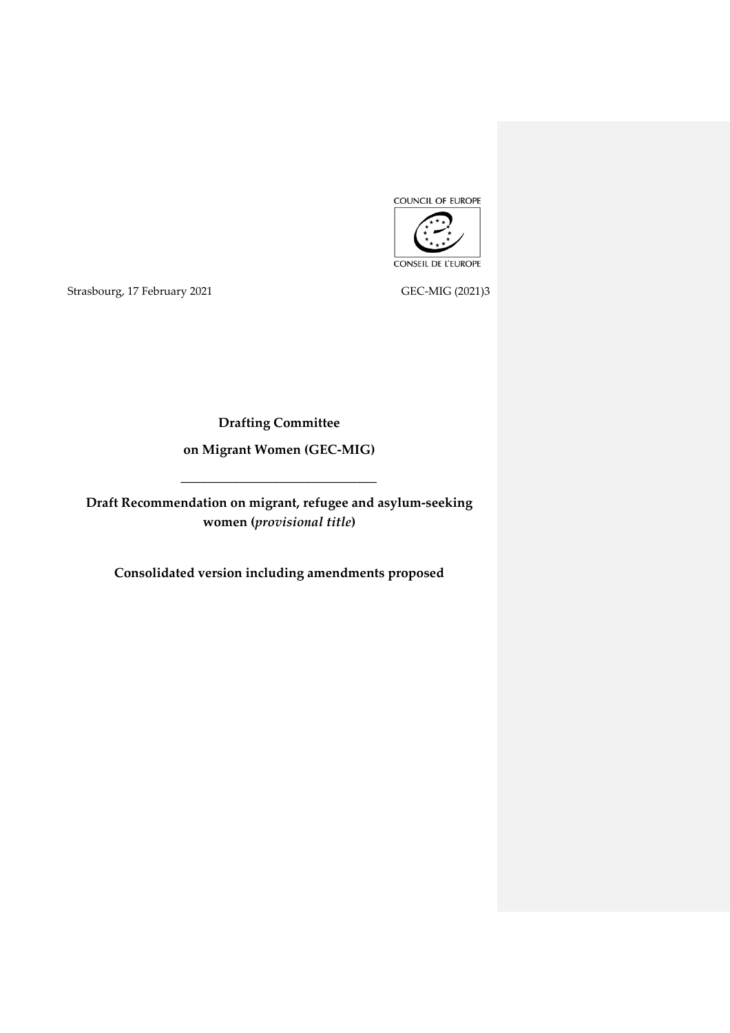COUNCIL OF EUROPE

CONSEIL DE L'EUROPE

Strasbourg, 17 February 2021 GEC-MIG (2021)3

**Drafting Committee**

**on Migrant Women (GEC-MIG)**

---

**Draft Recommendation on migrant, refugee and asylum-seeking women (*provisional title*)**

**Consolidated version including amendments proposed**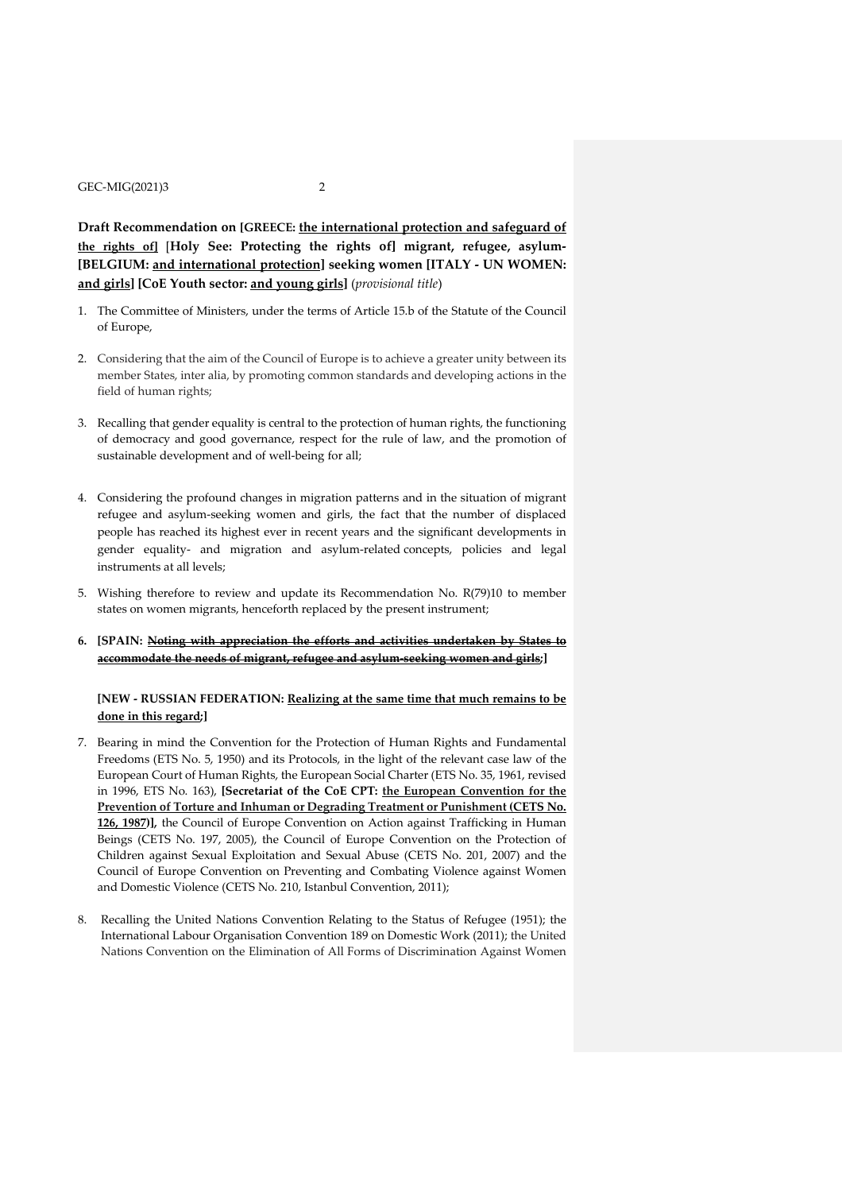**Draft Recommendation on [GREECE: the international protection and safeguard of the rights of] [Holy See: Protecting the rights of] migrant, refugee, asylum- [BELGIUM: and international protection] seeking women [ITALY - UN WOMEN: and girls] [CoE Youth sector: and young girls]** (*provisional title*)

1. The Committee of Ministers, under the terms of Article 15.b of the Statute of the Council of Europe,

2. Considering that the aim of the Council of Europe is to achieve a greater unity between its member States, inter alia, by promoting common standards and developing actions in the field of human rights;

3. Recalling that gender equality is central to the protection of human rights, the functioning of democracy and good governance, respect for the rule of law, and the promotion of sustainable development and of well-being for all;

4. Considering the profound changes in migration patterns and in the situation of migrant refugee and asylum-seeking women and girls, the fact that the number of displaced people has reached its highest ever in recent years and the significant developments in gender equality- and migration and asylum-related concepts, policies and legal instruments at all levels;

5. Wishing therefore to review and update its Recommendation No. R(79)10 to member states on women migrants, henceforth replaced by the present instrument;

6. **[SPAIN: ~~Noting with appreciation the efforts and activities undertaken by States to accommodate the needs of migrant, refugee and asylum-seeking women and girls~~;]**

   **[NEW - RUSSIAN FEDERATION: Realizing at the same time that much remains to be done in this regard;]**

7. Bearing in mind the Convention for the Protection of Human Rights and Fundamental Freedoms (ETS No. 5, 1950) and its Protocols, in the light of the relevant case law of the European Court of Human Rights, the European Social Charter (ETS No. 35, 1961, revised in 1996, ETS No. 163), **[Secretariat of the CoE CPT: the European Convention for the Prevention of Torture and Inhuman or Degrading Treatment or Punishment (CETS No. 126, 1987)],** the Council of Europe Convention on Action against Trafficking in Human Beings (CETS No. 197, 2005), the Council of Europe Convention on the Protection of Children against Sexual Exploitation and Sexual Abuse (CETS No. 201, 2007) and the Council of Europe Convention on Preventing and Combating Violence against Women and Domestic Violence (CETS No. 210, Istanbul Convention, 2011);

8. Recalling the United Nations Convention Relating to the Status of Refugee (1951); the International Labour Organisation Convention 189 on Domestic Work (2011); the United Nations Convention on the Elimination of All Forms of Discrimination Against Women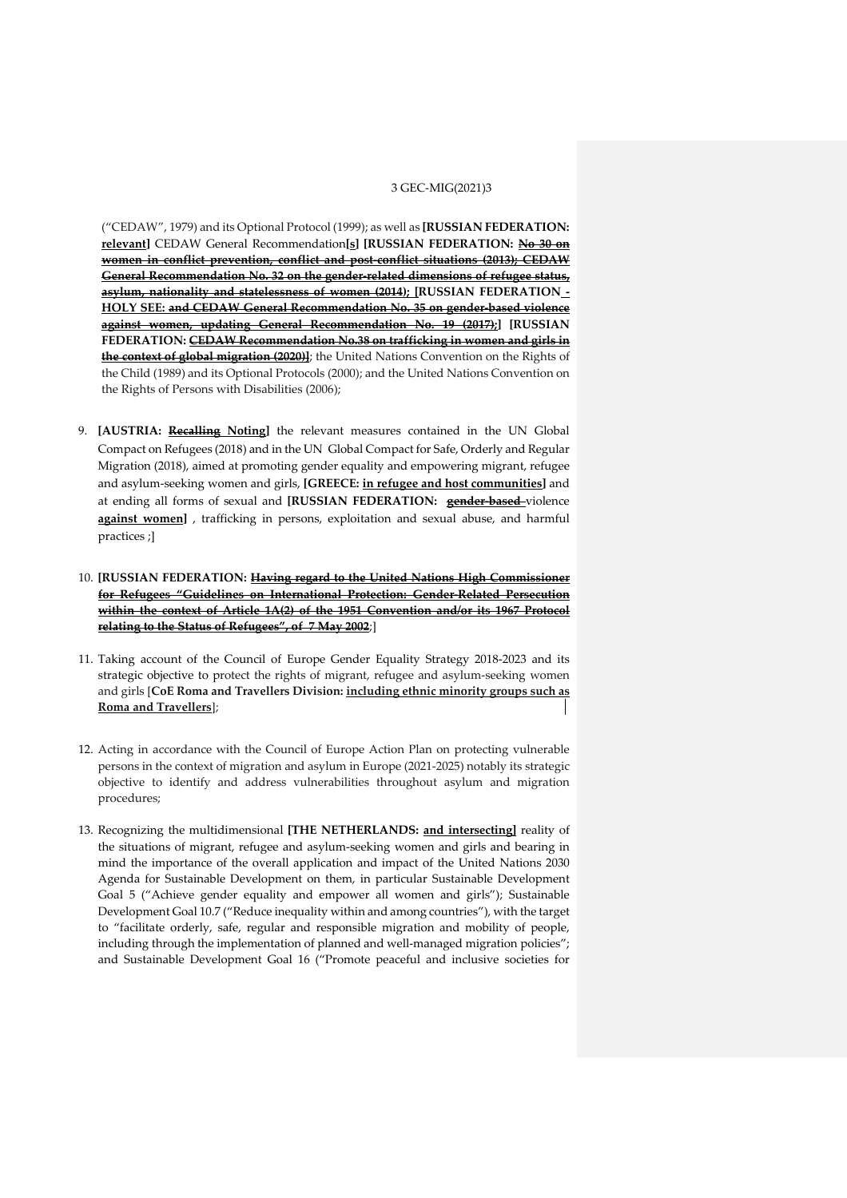("CEDAW", 1979) and its Optional Protocol (1999); as well as **[RUSSIAN FEDERATION: relevant]** CEDAW General Recommendation**[s]** **[RUSSIAN FEDERATION: ~~No 30 on women in conflict prevention, conflict and post-conflict situations (2013); CEDAW General Recommendation No. 32 on the gender-related dimensions of refugee status, asylum, nationality and statelessness of women (2014);~~ [RUSSIAN FEDERATION - HOLY SEE: ~~and CEDAW General Recommendation No. 35 on gender-based violence against women, updating General Recommendation No. 19 (2017);~~] [RUSSIAN FEDERATION: ~~CEDAW Recommendation No.38 on trafficking in women and girls in the context of global migration (2020)~~]**; the United Nations Convention on the Rights of the Child (1989) and its Optional Protocols (2000); and the United Nations Convention on the Rights of Persons with Disabilities (2006);

9. **[AUSTRIA: ~~Recalling~~ Noting]** the relevant measures contained in the UN Global Compact on Refugees (2018) and in the UN Global Compact for Safe, Orderly and Regular Migration (2018), aimed at promoting gender equality and empowering migrant, refugee and asylum-seeking women and girls, **[GREECE: in refugee and host communities]** and at ending all forms of sexual and **[RUSSIAN FEDERATION: ~~gender-based~~** violence **against women]** , trafficking in persons, exploitation and sexual abuse, and harmful practices ;]

10. **[RUSSIAN FEDERATION: ~~Having regard to the United Nations High Commissioner for Refugees "Guidelines on International Protection: Gender-Related Persecution within the context of Article 1A(2) of the 1951 Convention and/or its 1967 Protocol relating to the Status of Refugees", of 7 May 2002~~**;]

11. Taking account of the Council of Europe Gender Equality Strategy 2018-2023 and its strategic objective to protect the rights of migrant, refugee and asylum-seeking women and girls [**CoE Roma and Travellers Division: including ethnic minority groups such as Roma and Travellers**];

12. Acting in accordance with the Council of Europe Action Plan on protecting vulnerable persons in the context of migration and asylum in Europe (2021-2025) notably its strategic objective to identify and address vulnerabilities throughout asylum and migration procedures;

13. Recognizing the multidimensional **[THE NETHERLANDS: and intersecting]** reality of the situations of migrant, refugee and asylum-seeking women and girls and bearing in mind the importance of the overall application and impact of the United Nations 2030 Agenda for Sustainable Development on them, in particular Sustainable Development Goal 5 ("Achieve gender equality and empower all women and girls"); Sustainable Development Goal 10.7 ("Reduce inequality within and among countries"), with the target to "facilitate orderly, safe, regular and responsible migration and mobility of people, including through the implementation of planned and well-managed migration policies"; and Sustainable Development Goal 16 ("Promote peaceful and inclusive societies for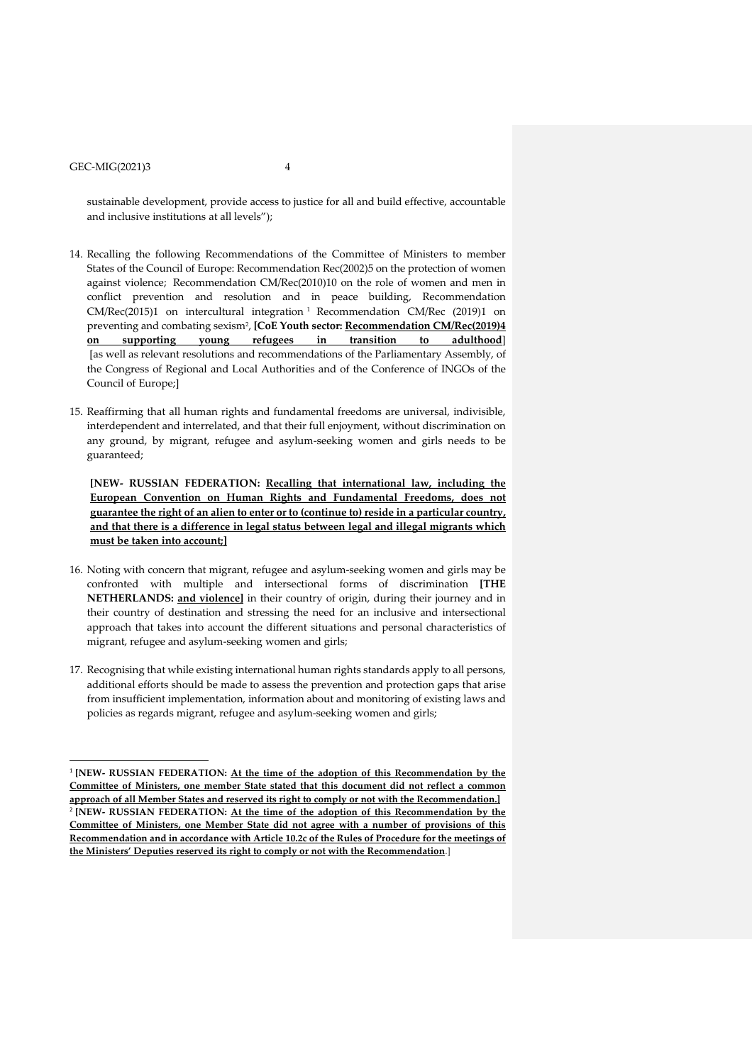sustainable development, provide access to justice for all and build effective, accountable and inclusive institutions at all levels");

14. Recalling the following Recommendations of the Committee of Ministers to member States of the Council of Europe: Recommendation Rec(2002)5 on the protection of women against violence; Recommendation CM/Rec(2010)10 on the role of women and men in conflict prevention and resolution and in peace building, Recommendation CM/Rec(2015)1 on intercultural integration [1] Recommendation CM/Rec (2019)1 on preventing and combating sexism[2], **[CoE Youth sector: <u>Recommendation CM/Rec(2019)4 on supporting young refugees in transition to adulthood</u>]** [as well as relevant resolutions and recommendations of the Parliamentary Assembly, of the Congress of Regional and Local Authorities and of the Conference of INGOs of the Council of Europe;]

15. Reaffirming that all human rights and fundamental freedoms are universal, indivisible, interdependent and interrelated, and that their full enjoyment, without discrimination on any ground, by migrant, refugee and asylum-seeking women and girls needs to be guaranteed;

    **[NEW- RUSSIAN FEDERATION: <u>Recalling that international law, including the European Convention on Human Rights and Fundamental Freedoms, does not guarantee the right of an alien to enter or to (continue to) reside in a particular country, and that there is a difference in legal status between legal and illegal migrants which must be taken into account;</u>]**

16. Noting with concern that migrant, refugee and asylum-seeking women and girls may be confronted with multiple and intersectional forms of discrimination **[THE NETHERLANDS: <u>and violence</u>]** in their country of origin, during their journey and in their country of destination and stressing the need for an inclusive and intersectional approach that takes into account the different situations and personal characteristics of migrant, refugee and asylum-seeking women and girls;

17. Recognising that while existing international human rights standards apply to all persons, additional efforts should be made to assess the prevention and protection gaps that arise from insufficient implementation, information about and monitoring of existing laws and policies as regards migrant, refugee and asylum-seeking women and girls;

---

[1] **[NEW- RUSSIAN FEDERATION: <u>At the time of the adoption of this Recommendation by the Committee of Ministers, one member State stated that this document did not reflect a common approach of all Member States and reserved its right to comply or not with the Recommendation.</u>]**

[2] **[NEW- RUSSIAN FEDERATION: <u>At the time of the adoption of this Recommendation by the Committee of Ministers, one Member State did not agree with a number of provisions of this Recommendation and in accordance with Article 10.2c of the Rules of Procedure for the meetings of the Ministers' Deputies reserved its right to comply or not with the Recommendation</u>.]**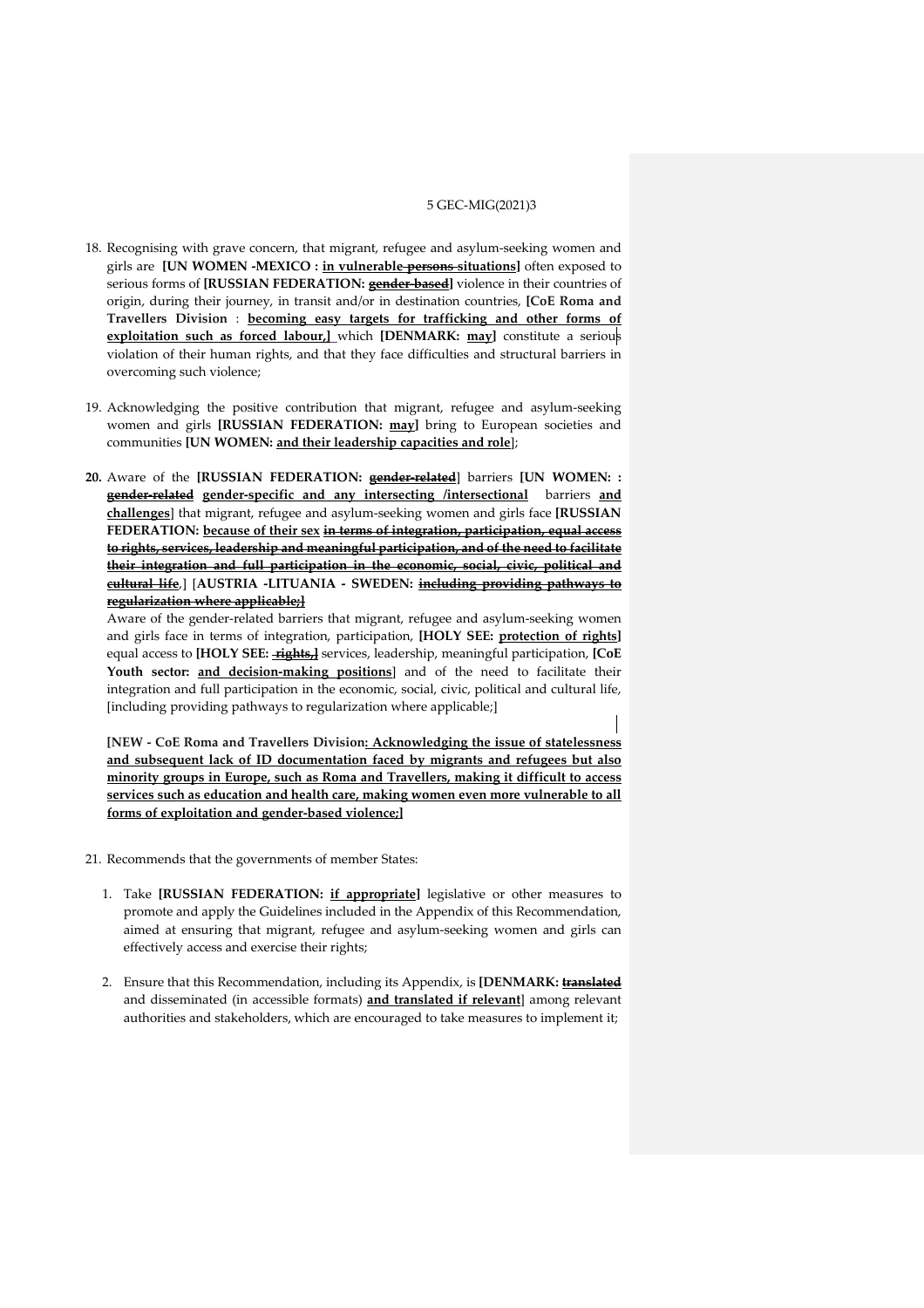18. Recognising with grave concern, that migrant, refugee and asylum-seeking women and girls are **[UN WOMEN -MEXICO : <u>in vulnerable ~~persons~~ situations</u>]** often exposed to serious forms of **[RUSSIAN FEDERATION: ~~<u>gender-based</u>~~]** violence in their countries of origin, during their journey, in transit and/or in destination countries, **[CoE Roma and Travellers Division** : **<u>becoming easy targets for trafficking and other forms of exploitation such as forced labour,</u>]** which **[DENMARK: <u>may</u>]** constitute a serious violation of their human rights, and that they face difficulties and structural barriers in overcoming such violence;

19. Acknowledging the positive contribution that migrant, refugee and asylum-seeking women and girls **[RUSSIAN FEDERATION: <u>may</u>]** bring to European societies and communities **[UN WOMEN: <u>and their leadership capacities and role</u>]**;

**20.** Aware of the **[RUSSIAN FEDERATION: ~~<u>gender-related</u>~~]** barriers **[UN WOMEN: : ~~<u>gender-related</u>~~ <u>gender-specific and any intersecting /intersectional</u>** barriers **<u>and challenges</u>]** that migrant, refugee and asylum-seeking women and girls face **[RUSSIAN FEDERATION: <u>because of their sex</u> ~~<u>in terms of integration, participation, equal access to rights, services, leadership and meaningful participation, and of the need to facilitate their integration and full participation in the economic, social, civic, political and cultural life</u>~~,]** **[AUSTRIA -LITUANIA - SWEDEN: ~~<u>including providing pathways to regularization where applicable;</u>~~]**

Aware of the gender-related barriers that migrant, refugee and asylum-seeking women and girls face in terms of integration, participation, **[HOLY SEE: <u>protection of rights</u>]** equal access to **[HOLY SEE: ~~<u>rights,</u>~~]** services, leadership, meaningful participation, **[CoE Youth sector: <u>and decision-making positions</u>]** and of the need to facilitate their integration and full participation in the economic, social, civic, political and cultural life, [including providing pathways to regularization where applicable;]

**[NEW - CoE Roma and Travellers Division<u>: Acknowledging the issue of statelessness and subsequent lack of ID documentation faced by migrants and refugees but also minority groups in Europe, such as Roma and Travellers, making it difficult to access services such as education and health care, making women even more vulnerable to all forms of exploitation and gender-based violence;</u>]**

21. Recommends that the governments of member States:

    1. Take **[RUSSIAN FEDERATION: <u>if appropriate</u>]** legislative or other measures to promote and apply the Guidelines included in the Appendix of this Recommendation, aimed at ensuring that migrant, refugee and asylum-seeking women and girls can effectively access and exercise their rights;

    2. Ensure that this Recommendation, including its Appendix, is **[DENMARK: ~~<u>translated</u>~~** and disseminated (in accessible formats) **<u>and translated if relevant</u>]** among relevant authorities and stakeholders, which are encouraged to take measures to implement it;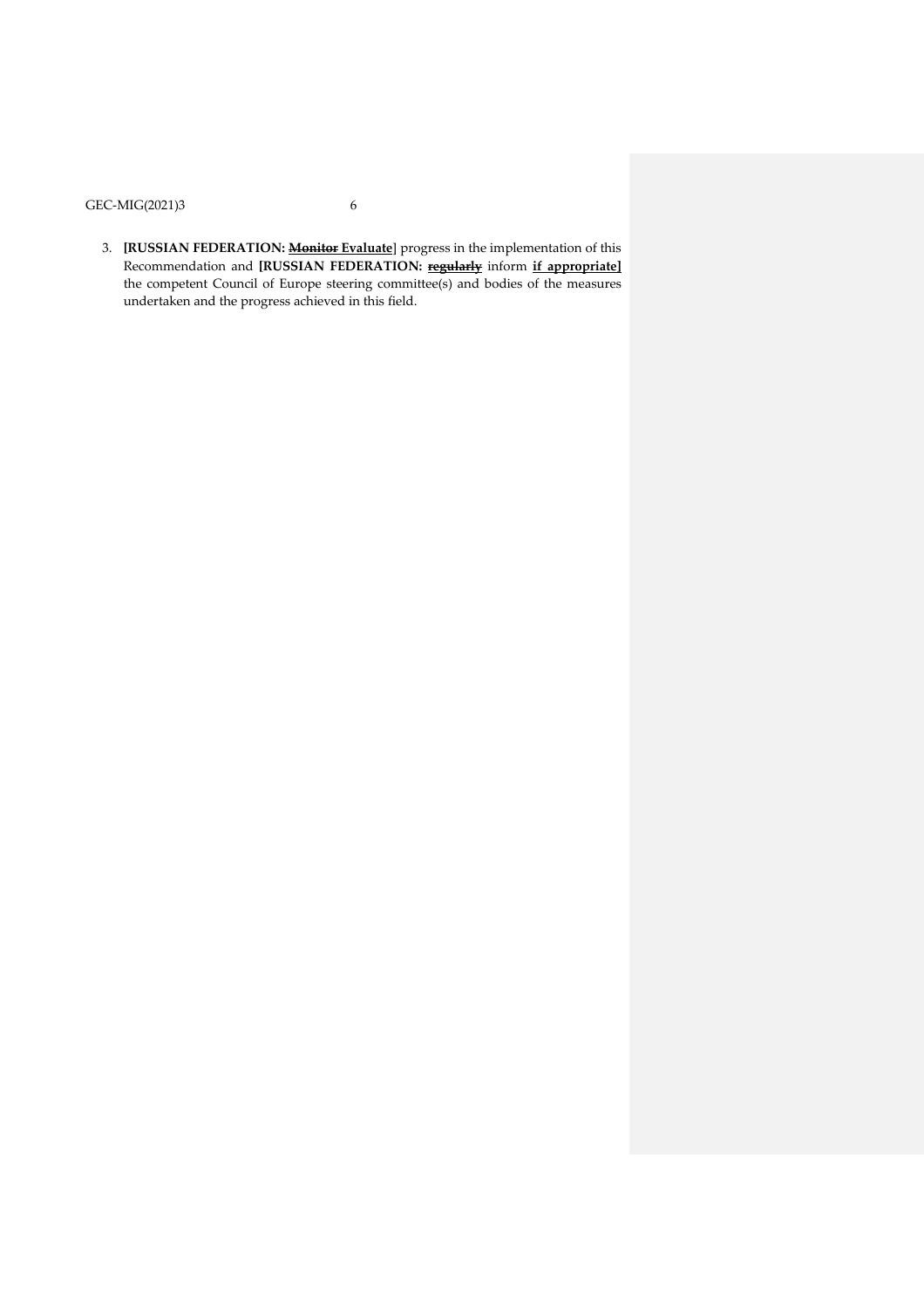3. **[RUSSIAN FEDERATION: ~~Monitor~~ Evaluate]** progress in the implementation of this Recommendation and **[RUSSIAN FEDERATION: ~~regularly~~** inform **if appropriate]** the competent Council of Europe steering committee(s) and bodies of the measures undertaken and the progress achieved in this field.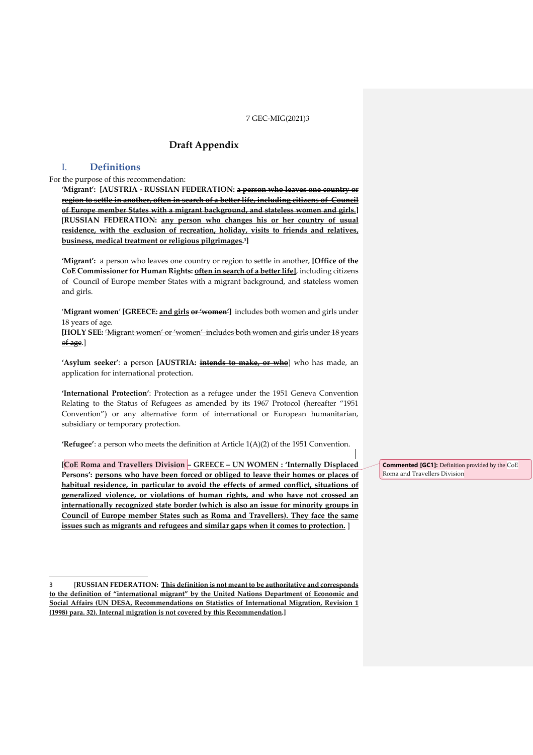# Draft Appendix

## I. Definitions

For the purpose of this recommendation:

**'Migrant': [AUSTRIA - RUSSIAN FEDERATION: ~~a person who leaves one country or region to settle in another, often in search of a better life, including citizens of Council of Europe member States with a migrant background, and stateless women and girls.~~]** [**RUSSIAN FEDERATION: any person who changes his or her country of usual residence, with the exclusion of recreation, holiday, visits to friends and relatives, business, medical treatment or religious pilgrimages.**[3]**]**

**'Migrant':** a person who leaves one country or region to settle in another, **[Office of the CoE Commissioner for Human Rights: ~~often in search of a better life~~]**, including citizens of Council of Europe member States with a migrant background, and stateless women and girls.

'**Migrant women**' **[GREECE: and girls ~~or 'women'~~]** includes both women and girls under 18 years of age.

**[HOLY SEE:** ~~'Migrant women' or 'women' includes both women and girls under 18 years of age~~.]

**'Asylum seeker'**: a person **[AUSTRIA: ~~intends to make, or who~~]** who has made, an application for international protection.

**'International Protection'**: Protection as a refugee under the 1951 Geneva Convention Relating to the Status of Refugees as amended by its 1967 Protocol (hereafter "1951 Convention") or any alternative form of international or European humanitarian, subsidiary or temporary protection.

**'Refugee'**: a person who meets the definition at Article 1(A)(2) of the 1951 Convention.

**[CoE Roma and Travellers Division – GREECE – UN WOMEN : 'Internally Displaced Persons': persons who have been forced or obliged to leave their homes or places of habitual residence, in particular to avoid the effects of armed conflict, situations of generalized violence, or violations of human rights, and who have not crossed an internationally recognized state border (which is also an issue for minority groups in Council of Europe member States such as Roma and Travellers). They face the same issues such as migrants and refugees and similar gaps when it comes to protection.** ]

**Commented [GC1]:** Definition provided by the CoE Roma and Travellers Division

---

3 [**RUSSIAN FEDERATION: This definition is not meant to be authoritative and corresponds to the definition of "international migrant" by the United Nations Department of Economic and Social Affairs (UN DESA, Recommendations on Statistics of International Migration, Revision 1 (1998) para. 32). Internal migration is not covered by this Recommendation.]**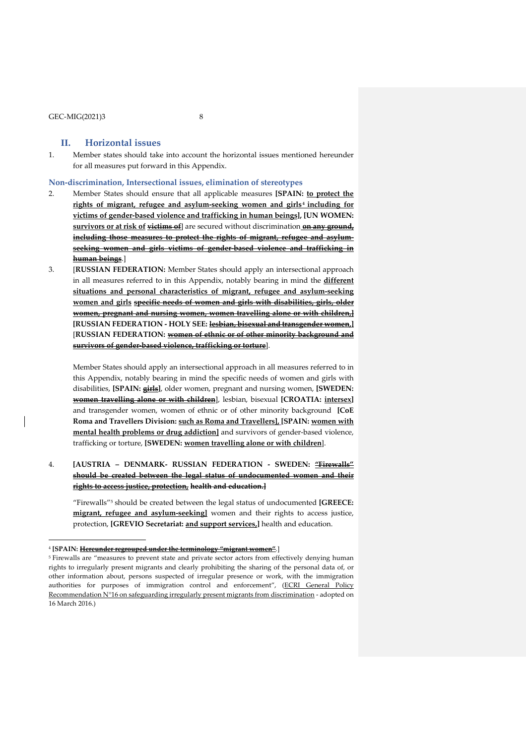## II. Horizontal issues

1. Member states should take into account the horizontal issues mentioned hereunder for all measures put forward in this Appendix.

### Non-discrimination, Intersectional issues, elimination of stereotypes

2. Member States should ensure that all applicable measures **[SPAIN: <u>to protect the rights of migrant, refugee and asylum-seeking women and girls</u>[4] <u>including for victims of gender-based violence and trafficking in human beings</u>], [UN WOMEN: <u>survivors or at risk of</u> ~~victims of~~]** are secured without discrimination **~~on any ground, including those measures to protect the rights of migrant, refugee and asylum-seeking women and girls victims of gender-based violence and trafficking in human beings~~**.]

3. [**RUSSIAN FEDERATION:** Member States should apply an intersectional approach in all measures referred to in this Appendix, notably bearing in mind the **<u>different situations and personal characteristics of migrant, refugee and asylum-seeking women and girls</u>** **~~specific needs of women and girls with disabilities, girls, older women, pregnant and nursing women, women travelling alone or with children,~~]** **[RUSSIAN FEDERATION - HOLY SEE: ~~lesbian, bisexual and transgender women,~~]** [**RUSSIAN FEDERATION:** **~~women of ethnic or of other minority background and survivors of gender-based violence, trafficking or torture~~**].

   Member States should apply an intersectional approach in all measures referred to in this Appendix, notably bearing in mind the specific needs of women and girls with disabilities, **[SPAIN: ~~girls~~]**, older women, pregnant and nursing women, **[SWEDEN: ~~women travelling alone or with children~~]**, lesbian, bisexual **[CROATIA: <u>intersex</u>]** and transgender women, women of ethnic or of other minority background **[CoE Roma and Travellers Division: <u>such as Roma and Travellers</u>], [SPAIN: <u>women with mental health problems or drug addiction</u>]** and survivors of gender-based violence, trafficking or torture, **[SWEDEN: <u>women travelling alone or with children</u>]**.

4. **[AUSTRIA – DENMARK- RUSSIAN FEDERATION - SWEDEN: ~~"Firewalls" should be created between the legal status of undocumented women and their rights to access justice, protection, health and education.~~]**

   "Firewalls"[5] should be created between the legal status of undocumented **[GREECE: <u>migrant, refugee and asylum-seeking</u>]** women and their rights to access justice, protection, **[GREVIO Secretariat: <u>and support services,</u>]** health and education.

---

[4] **[SPAIN: ~~Hereunder regrouped under the terminology "migrant women"~~.]**

[5] Firewalls are "measures to prevent state and private sector actors from effectively denying human rights to irregularly present migrants and clearly prohibiting the sharing of the personal data of, or other information about, persons suspected of irregular presence or work, with the immigration authorities for purposes of immigration control and enforcement", (<u>ECRI General Policy Recommendation N°16 on safeguarding irregularly present migrants from discrimination</u> - adopted on 16 March 2016.)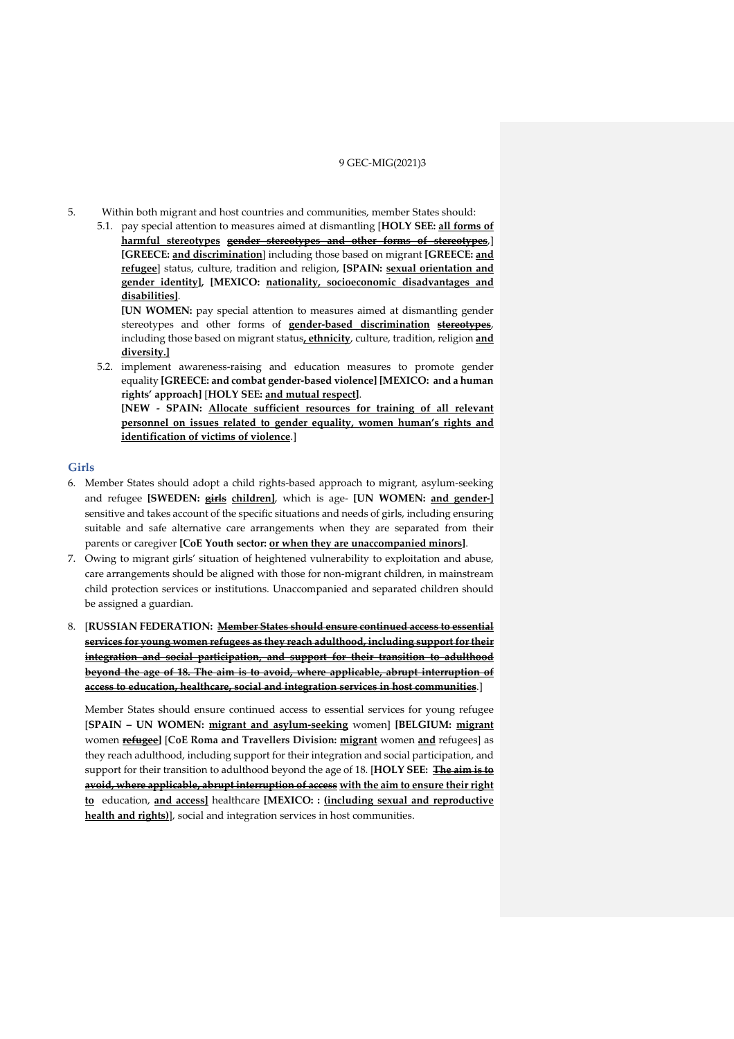5. Within both migrant and host countries and communities, member States should:

   5.1. pay special attention to measures aimed at dismantling [**HOLY SEE: <u>all forms of harmful stereotypes</u> ~~gender stereotypes and other forms of stereotypes~~**,] **[GREECE: <u>and discrimination</u>]** including those based on migrant **[GREECE: <u>and refugee</u>]** status, culture, tradition and religion, **[SPAIN: <u>sexual orientation and gender identity</u>], [MEXICO: <u>nationality, socioeconomic disadvantages and disabilities</u>]**.

   **[UN WOMEN:** pay special attention to measures aimed at dismantling gender stereotypes and other forms of **<u>gender-based discrimination</u>** ~~**stereotypes**~~, including those based on migrant status**<u>, ethnicity</u>**, culture, tradition, religion **<u>and diversity</u>.]**

   5.2. implement awareness-raising and education measures to promote gender equality **[GREECE: and combat gender-based violence] [MEXICO: and a human rights' approach]** [**HOLY SEE: <u>and mutual respect</u>]**.

   **[NEW - SPAIN: <u>Allocate sufficient resources for training of all relevant personnel on issues related to gender equality, women human's rights and identification of victims of violence</u>.**]

## Girls

6. Member States should adopt a child rights-based approach to migrant, asylum-seeking and refugee **[SWEDEN: ~~girls~~ <u>children</u>]**, which is age- **[UN WOMEN: <u>and gender-</u>]** sensitive and takes account of the specific situations and needs of girls, including ensuring suitable and safe alternative care arrangements when they are separated from their parents or caregiver **[CoE Youth sector: <u>or when they are unaccompanied minors</u>]**.

7. Owing to migrant girls' situation of heightened vulnerability to exploitation and abuse, care arrangements should be aligned with those for non-migrant children, in mainstream child protection services or institutions. Unaccompanied and separated children should be assigned a guardian.

8. **[RUSSIAN FEDERATION: ~~Member States should ensure continued access to essential services for young women refugees as they reach adulthood, including support for their integration and social participation, and support for their transition to adulthood beyond the age of 18. The aim is to avoid, where applicable, abrupt interruption of access to education, healthcare, social and integration services in host communities~~**.]

   Member States should ensure continued access to essential services for young refugee [**SPAIN – UN WOMEN: <u>migrant and asylum-seeking</u>** women] **[BELGIUM: <u>migrant</u>** women ~~**refugee**~~**]** [**CoE Roma and Travellers Division: <u>migrant</u>** women **<u>and</u>** refugees] as they reach adulthood, including support for their integration and social participation, and support for their transition to adulthood beyond the age of 18. [**HOLY SEE: ~~The aim is to avoid, where applicable, abrupt interruption of access~~ <u>with the aim to ensure their right to</u>** education, **<u>and access]</u>** healthcare **[MEXICO: : <u>(including sexual and reproductive health and rights)</u>]**, social and integration services in host communities.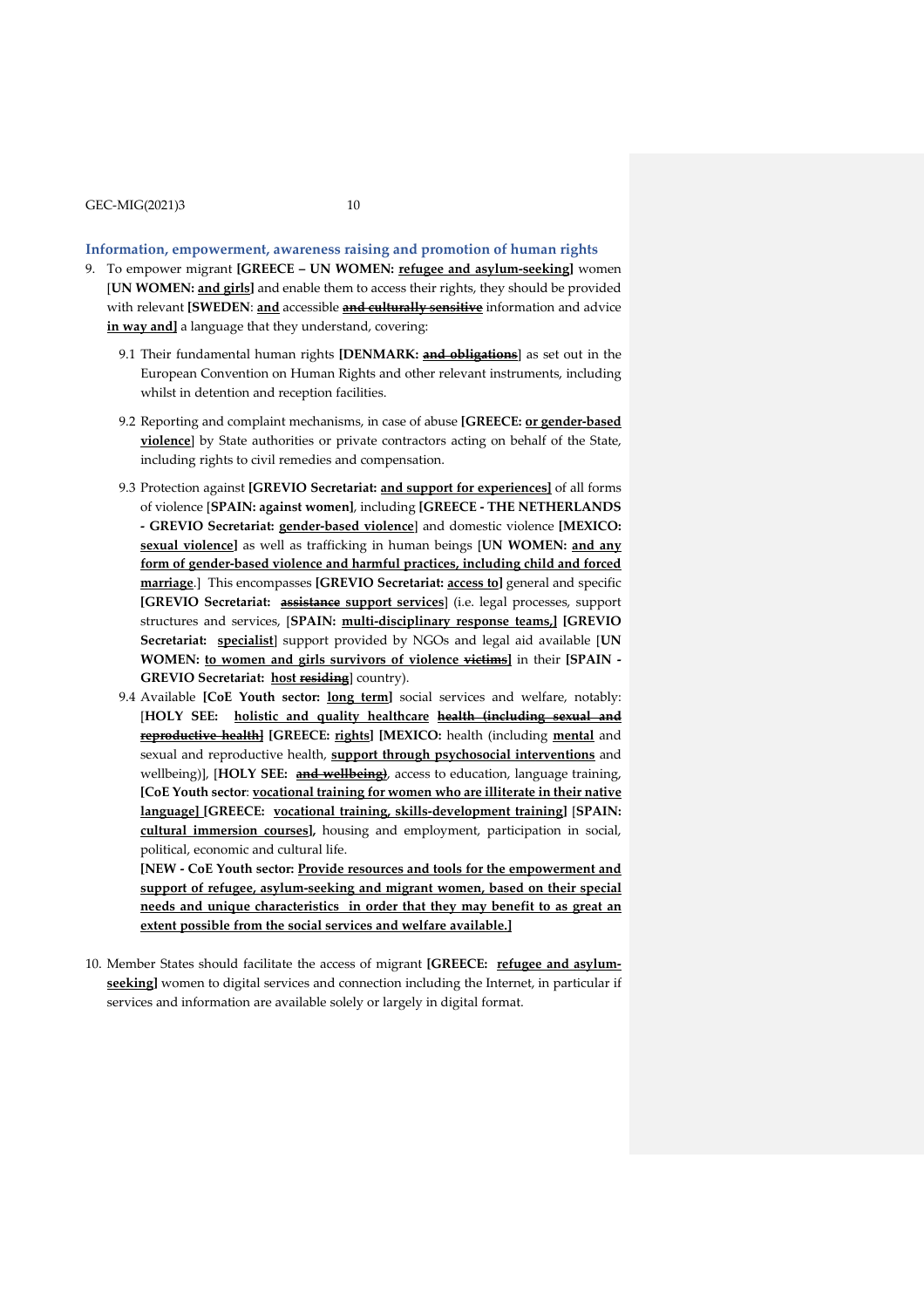### Information, empowerment, awareness raising and promotion of human rights

9. To empower migrant **[GREECE – UN WOMEN: <u>refugee and asylum-seeking</u>]** women [**UN WOMEN: <u>and girls</u>]** and enable them to access their rights, they should be provided with relevant **[SWEDEN**: **<u>and</u>** accessible **<u>~~and culturally sensitive~~</u>** information and advice **<u>in way and]</u>** a language that they understand, covering:

   9.1 Their fundamental human rights **[DENMARK: <u>~~and obligations~~</u>**] as set out in the European Convention on Human Rights and other relevant instruments, including whilst in detention and reception facilities.

   9.2 Reporting and complaint mechanisms, in case of abuse **[GREECE: <u>or gender-based violence</u>**] by State authorities or private contractors acting on behalf of the State, including rights to civil remedies and compensation.

   9.3 Protection against **[GREVIO Secretariat: <u>and support for experiences]</u>** of all forms of violence [**SPAIN: against women]**, including **[GREECE - THE NETHERLANDS - GREVIO Secretariat: <u>gender-based violence</u>**] and domestic violence **[MEXICO: <u>sexual violence]</u>** as well as trafficking in human beings [**UN WOMEN: <u>and any form of gender-based violence and harmful practices, including child and forced marriage</u>**.] This encompasses **[GREVIO Secretariat: <u>access to]</u>** general and specific **[GREVIO Secretariat: <u>~~assistance~~ support services</u>**] (i.e. legal processes, support structures and services, [**SPAIN: <u>multi-disciplinary response teams,]</u> [GREVIO Secretariat: <u>specialist</u>**] support provided by NGOs and legal aid available [**UN WOMEN: <u>to women and girls survivors of violence ~~victims~~]</u>** in their **[SPAIN - GREVIO Secretariat: <u>host ~~residing~~</u>**] country).

   9.4 Available **[CoE Youth sector: <u>long term</u>]** social services and welfare, notably: [**HOLY SEE: <u>holistic and quality healthcare</u> <u>~~health (including sexual and reproductive health)~~</u>] [GREECE: <u>rights</u>] [MEXICO:** health (including **<u>mental</u>** and sexual and reproductive health, **<u>support through psychosocial interventions</u>** and wellbeing)], [**HOLY SEE: <u>~~and wellbeing~~</u>)**, access to education, language training, **[CoE Youth sector**: **<u>vocational training for women who are illiterate in their native language]</u> [GREECE: <u>vocational training, skills-development training</u>]** [**SPAIN: <u>cultural immersion courses</u>],** housing and employment, participation in social, political, economic and cultural life.

   **[NEW - CoE Youth sector: <u>Provide resources and tools for the empowerment and support of refugee, asylum-seeking and migrant women, based on their special needs and unique characteristics in order that they may benefit to as great an extent possible from the social services and welfare available.]</u>**

10. Member States should facilitate the access of migrant **[GREECE: <u>refugee and asylum-seeking</u>]** women to digital services and connection including the Internet, in particular if services and information are available solely or largely in digital format.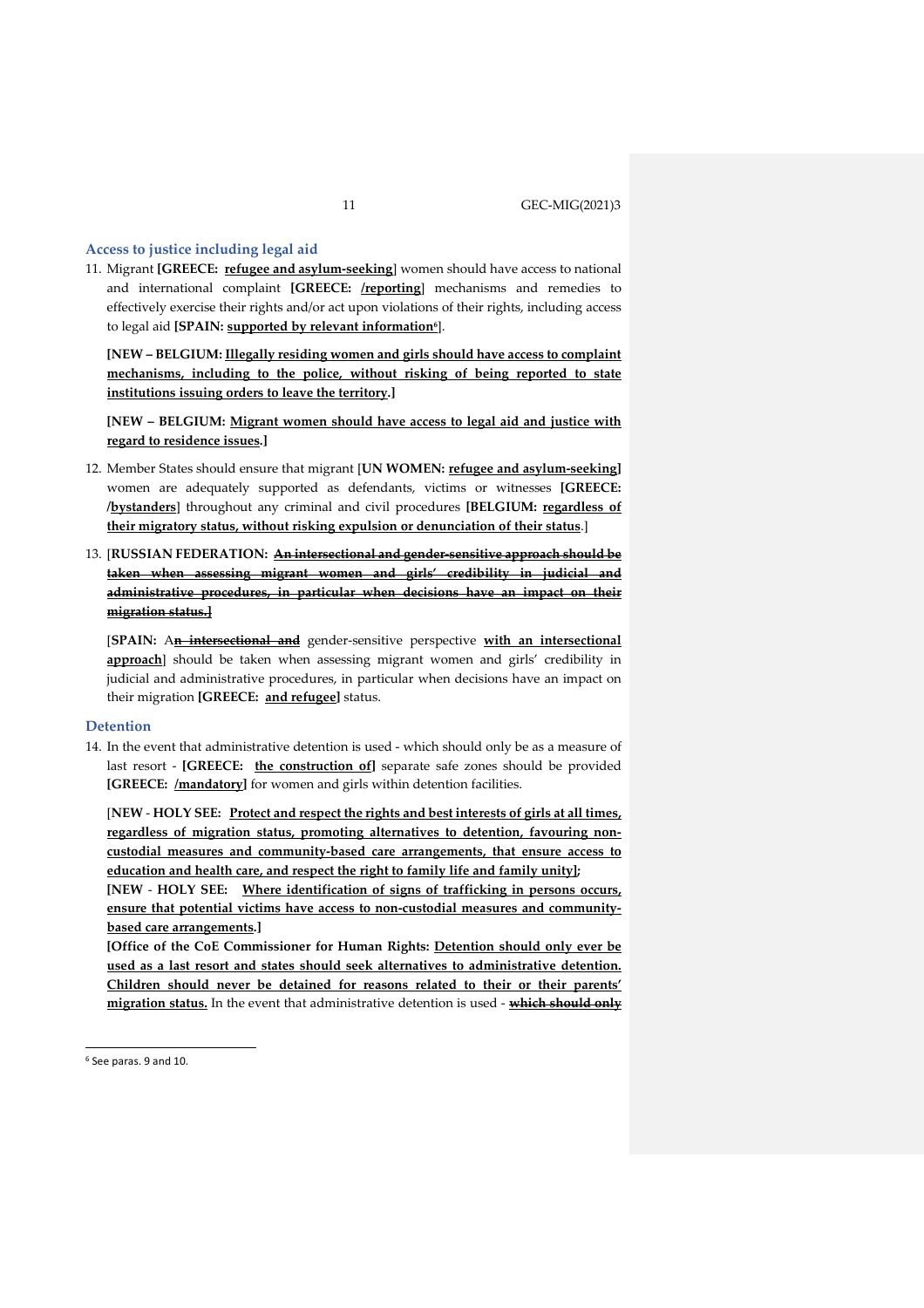## Access to justice including legal aid

11. Migrant **[GREECE: refugee and asylum-seeking]** women should have access to national and international complaint **[GREECE: /reporting]** mechanisms and remedies to effectively exercise their rights and/or act upon violations of their rights, including access to legal aid **[SPAIN: supported by relevant information[6]]**.

    **[NEW – BELGIUM: Illegally residing women and girls should have access to complaint mechanisms, including to the police, without risking of being reported to state institutions issuing orders to leave the territory.]**

    **[NEW – BELGIUM: Migrant women should have access to legal aid and justice with regard to residence issues.]**

12. Member States should ensure that migrant **[UN WOMEN: refugee and asylum-seeking]** women are adequately supported as defendants, victims or witnesses **[GREECE: /bystanders]** throughout any criminal and civil procedures **[BELGIUM: regardless of their migratory status, without risking expulsion or denunciation of their status.]**

13. **[RUSSIAN FEDERATION: ~~An intersectional and gender-sensitive approach should be taken when assessing migrant women and girls' credibility in judicial and administrative procedures, in particular when decisions have an impact on their migration status.~~]**

    **[SPAIN:** A~~n intersectional and~~ gender-sensitive perspective **with an intersectional approach]** should be taken when assessing migrant women and girls' credibility in judicial and administrative procedures, in particular when decisions have an impact on their migration **[GREECE: and refugee]** status.

## Detention

14. In the event that administrative detention is used - which should only be as a measure of last resort - **[GREECE: the construction of]** separate safe zones should be provided **[GREECE: /mandatory]** for women and girls within detention facilities.

    **[NEW - HOLY SEE: Protect and respect the rights and best interests of girls at all times, regardless of migration status, promoting alternatives to detention, favouring non-custodial measures and community-based care arrangements, that ensure access to education and health care, and respect the right to family life and family unity];**
    **[NEW - HOLY SEE: Where identification of signs of trafficking in persons occurs, ensure that potential victims have access to non-custodial measures and community-based care arrangements.]**
    **[Office of the CoE Commissioner for Human Rights: Detention should only ever be used as a last resort and states should seek alternatives to administrative detention. Children should never be detained for reasons related to their or their parents' migration status.** In the event that administrative detention is used - ~~**which should only**~~

[6] See paras. 9 and 10.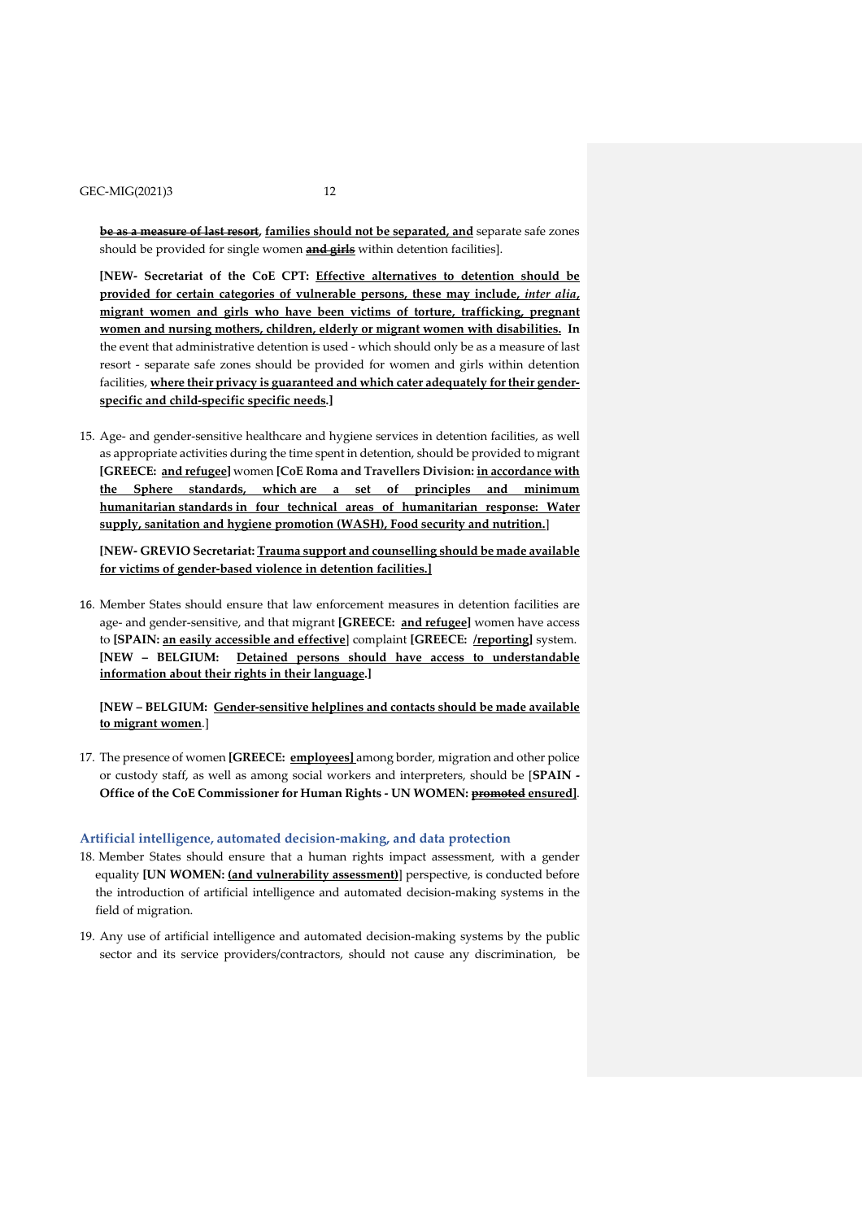~~**be as a measure of last resort**~~, **families should not be separated, and** separate safe zones should be provided for single women ~~**and girls**~~ within detention facilities].

**[NEW- Secretariat of the CoE CPT: Effective alternatives to detention should be provided for certain categories of vulnerable persons, these may include, *inter alia*, migrant women and girls who have been victims of torture, trafficking, pregnant women and nursing mothers, children, elderly or migrant women with disabilities. In** the event that administrative detention is used - which should only be as a measure of last resort - separate safe zones should be provided for women and girls within detention facilities, **where their privacy is guaranteed and which cater adequately for their gender-specific and child-specific specific needs.]**

15. Age- and gender-sensitive healthcare and hygiene services in detention facilities, as well as appropriate activities during the time spent in detention, should be provided to migrant **[GREECE: and refugee]** women **[CoE Roma and Travellers Division: in accordance with the Sphere standards, which are a set of principles and minimum humanitarian standards in four technical areas of humanitarian response: Water supply, sanitation and hygiene promotion (WASH), Food security and nutrition.**]

    **[NEW- GREVIO Secretariat: Trauma support and counselling should be made available for victims of gender-based violence in detention facilities.]**

16. Member States should ensure that law enforcement measures in detention facilities are age- and gender-sensitive, and that migrant **[GREECE: and refugee]** women have access to **[SPAIN: an easily accessible and effective**] complaint **[GREECE: /reporting]** system. **[NEW – BELGIUM: Detained persons should have access to understandable information about their rights in their language.]**

    **[NEW – BELGIUM: Gender-sensitive helplines and contacts should be made available to migrant women**.]

17. The presence of women **[GREECE: employees]** among border, migration and other police or custody staff, as well as among social workers and interpreters, should be [**SPAIN - Office of the CoE Commissioner for Human Rights - UN WOMEN: ~~promoted~~ ensured]**.

### Artificial intelligence, automated decision-making, and data protection

18. Member States should ensure that a human rights impact assessment, with a gender equality **[UN WOMEN: (and vulnerability assessment)**] perspective, is conducted before the introduction of artificial intelligence and automated decision-making systems in the field of migration.

19. Any use of artificial intelligence and automated decision-making systems by the public sector and its service providers/contractors, should not cause any discrimination, be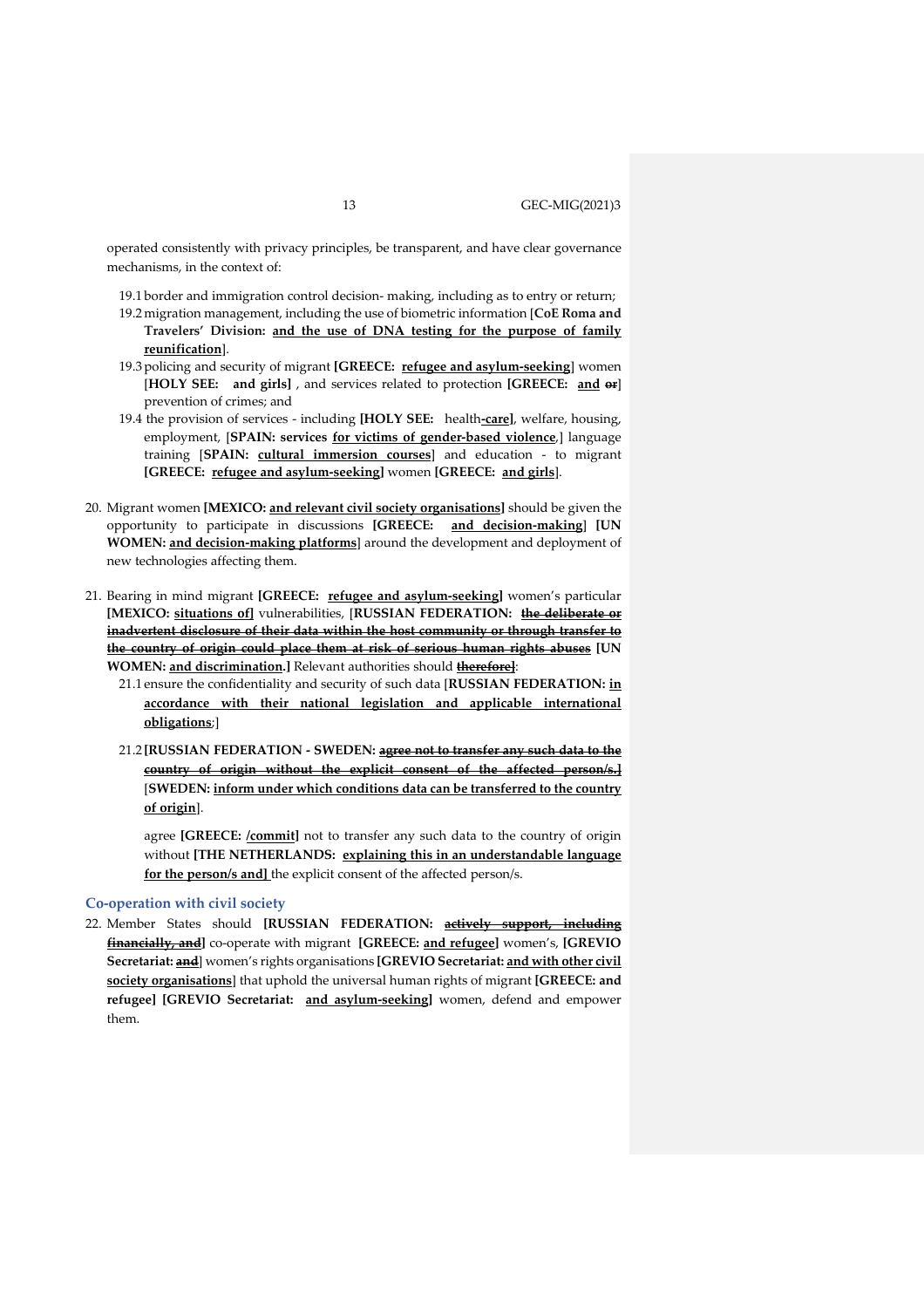operated consistently with privacy principles, be transparent, and have clear governance mechanisms, in the context of:

19.1 border and immigration control decision- making, including as to entry or return;

19.2 migration management, including the use of biometric information [**CoE Roma and Travelers' Division:** **<u>and the use of DNA testing for the purpose of family reunification</u>**].

19.3 policing and security of migrant **[GREECE:** **<u>refugee and asylum-seeking</u>**] women [**HOLY SEE:** **and girls]** , and services related to protection **[GREECE:** **<u>and</u>** ~~**or**~~] prevention of crimes; and

19.4 the provision of services - including **[HOLY SEE:** health**<u>-care</u>]**, welfare, housing, employment, [**SPAIN: services** **<u>for victims of gender-based violence</u>**,**]** language training [**SPAIN:** **<u>cultural immersion courses</u>**] and education - to migrant **[GREECE:** **<u>refugee and asylum-seeking</u>]** women **[GREECE:** **<u>and girls</u>**].

20. Migrant women **[MEXICO:** **<u>and relevant civil society organisations</u>]** should be given the opportunity to participate in discussions **[GREECE:** **<u>and decision-making</u>**] **[UN WOMEN:** **<u>and decision-making platforms</u>**] around the development and deployment of new technologies affecting them.

21. Bearing in mind migrant **[GREECE:** **<u>refugee and asylum-seeking</u>]** women's particular **[MEXICO:** **<u>situations of</u>]** vulnerabilities, [**RUSSIAN FEDERATION:** ~~**<u>the deliberate or inadvertent disclosure of their data within the host community or through transfer to the country of origin could place them at risk of serious human rights abuses</u>**~~ **[UN WOMEN:** **<u>and discrimination</u>.]** Relevant authorities should ~~**therefore**~~**]**:

21.1 ensure the confidentiality and security of such data [**RUSSIAN FEDERATION:** **<u>in accordance with their national legislation and applicable international obligations</u>**;]

21.2 **[RUSSIAN FEDERATION - SWEDEN:** ~~**<u>agree not to transfer any such data to the country of origin without the explicit consent of the affected person/s.</u>**~~**]** [**SWEDEN:** **<u>inform under which conditions data can be transferred to the country of origin</u>**].

agree **[GREECE:** **<u>/commit</u>]** not to transfer any such data to the country of origin without **[THE NETHERLANDS:** **<u>explaining this in an understandable language for the person/s and</u>]** the explicit consent of the affected person/s.

### Co-operation with civil society

22. Member States should **[RUSSIAN FEDERATION:** ~~**<u>actively support, including financially, and</u>**~~**]** co-operate with migrant **[GREECE:** **<u>and refugee</u>]** women's, **[GREVIO Secretariat:** ~~**<u>and</u>**~~] women's rights organisations **[GREVIO Secretariat:** **<u>and with other civil society organisations</u>**] that uphold the universal human rights of migrant **[GREECE: and refugee] [GREVIO Secretariat:** **<u>and asylum-seeking</u>]** women, defend and empower them.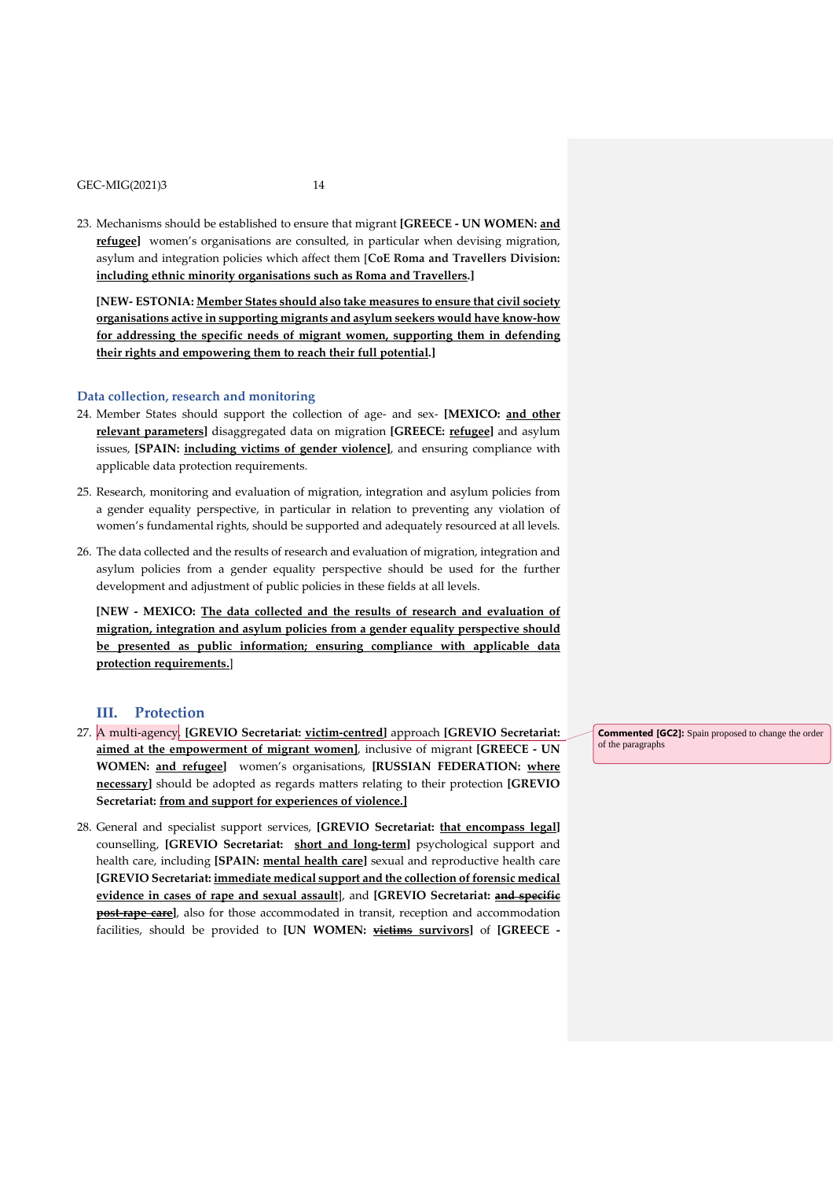23. Mechanisms should be established to ensure that migrant **[GREECE - UN WOMEN: and refugee]** women's organisations are consulted, in particular when devising migration, asylum and integration policies which affect them **[CoE Roma and Travellers Division: including ethnic minority organisations such as Roma and Travellers.]**

    **[NEW- ESTONIA: Member States should also take measures to ensure that civil society organisations active in supporting migrants and asylum seekers would have know-how for addressing the specific needs of migrant women, supporting them in defending their rights and empowering them to reach their full potential.]**

### Data collection, research and monitoring

24. Member States should support the collection of age- and sex- **[MEXICO: and other relevant parameters]** disaggregated data on migration **[GREECE: refugee]** and asylum issues, **[SPAIN: including victims of gender violence]**, and ensuring compliance with applicable data protection requirements.

25. Research, monitoring and evaluation of migration, integration and asylum policies from a gender equality perspective, in particular in relation to preventing any violation of women's fundamental rights, should be supported and adequately resourced at all levels.

26. The data collected and the results of research and evaluation of migration, integration and asylum policies from a gender equality perspective should be used for the further development and adjustment of public policies in these fields at all levels.

    **[NEW - MEXICO: The data collected and the results of research and evaluation of migration, integration and asylum policies from a gender equality perspective should be presented as public information; ensuring compliance with applicable data protection requirements.]**

## III. Protection

27. A multi-agency **[GREVIO Secretariat: victim-centred]** approach **[GREVIO Secretariat: aimed at the empowerment of migrant women]**, inclusive of migrant **[GREECE - UN WOMEN: and refugee]** women's organisations, **[RUSSIAN FEDERATION: where necessary]** should be adopted as regards matters relating to their protection **[GREVIO Secretariat: from and support for experiences of violence.]**

    Commented [GC2]: Spain proposed to change the order of the paragraphs

28. General and specialist support services, **[GREVIO Secretariat: that encompass legal]** counselling, **[GREVIO Secretariat: short and long-term]** psychological support and health care, including **[SPAIN: mental health care]** sexual and reproductive health care **[GREVIO Secretariat: immediate medical support and the collection of forensic medical evidence in cases of rape and sexual assault]**, and **[GREVIO Secretariat: ~~and specific post-rape care~~]**, also for those accommodated in transit, reception and accommodation facilities, should be provided to **[UN WOMEN: ~~victims~~ survivors]** of **[GREECE -**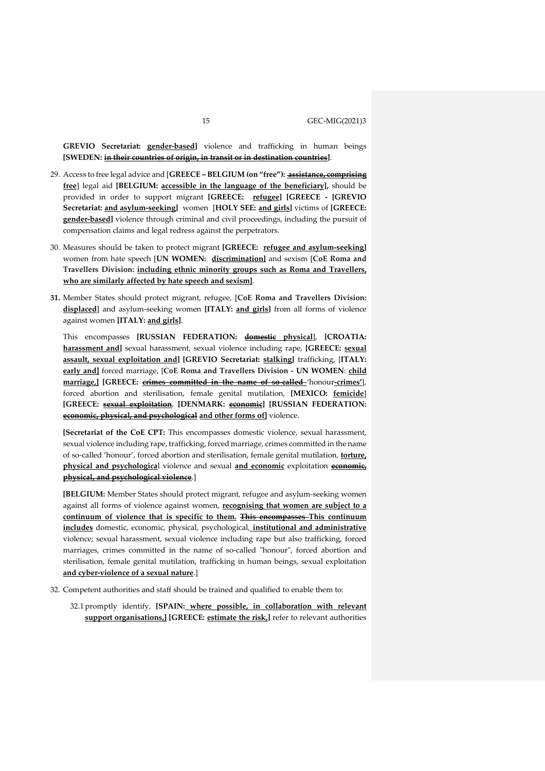**GREVIO Secretariat: gender-based]** violence and trafficking in human beings **[SWEDEN: ~~in their countries of origin, in transit or in destination countries~~]**.

29. Access to free legal advice and [**GREECE – BELGIUM (on "free"): ~~assistance, comprising free~~**] legal aid **[BELGIUM: accessible in the language of the beneficiary],** should be provided in order to support migrant **[GREECE: refugee] [GREECE - [GREVIO Secretariat: and asylum-seeking]** women [**HOLY SEE: and girls]** victims of **[GREECE: gender-based]** violence through criminal and civil proceedings, including the pursuit of compensation claims and legal redress against the perpetrators.

30. Measures should be taken to protect migrant **[GREECE: refugee and asylum-seeking]** women from hate speech [**UN WOMEN: discrimination]** and sexism [**CoE Roma and Travellers Division: including ethnic minority groups such as Roma and Travellers, who are similarly affected by hate speech and sexism]**.

31. Member States should protect migrant, refugee, [**CoE Roma and Travellers Division: displaced**] and asylum-seeking women **[ITALY: and girls]** from all forms of violence against women **[ITALY: and girls]**.

    This encompasses **[RUSSIAN FEDERATION: ~~domestic~~ physical**], **[CROATIA: harassment and]** sexual harassment, sexual violence including rape, **[GREECE: sexual assault, sexual exploitation and] [GREVIO Secretariat: stalking]** trafficking, [**ITALY: early and]** forced marriage, [**CoE Roma and Travellers Division - UN WOMEN**: **child marriage,] [GREECE: ~~crimes committed in the name of so-called~~** 'honour**-crimes'**], forced abortion and sterilisation, female genital mutilation, **[MEXICO: femicide**] **[GREECE: ~~sexual exploitation~~**, **[DENMARK: ~~economic~~] [RUSSIAN FEDERATION: ~~economic, physical, and psychological~~ and other forms of]** violence.

    **[Secretariat of the CoE CPT:** This encompasses domestic violence, sexual harassment, sexual violence including rape, trafficking, forced marriage, crimes committed in the name of so-called 'honour', forced abortion and sterilisation, female genital mutilation, **torture, physical and psychologica**l violence and sexual **and economic** exploitation **~~economic, physical, and psychological violence~~**.]

    **[BELGIUM:** Member States should protect migrant, refugee and asylum-seeking women against all forms of violence against women, **recognising that women are subject to a continuum of violence that is specific to them. ~~This encompasses~~ This continuum includes** domestic, economic, physical, psychological, **institutional and administrative** violence; sexual harassment, sexual violence including rape but also trafficking, forced marriages, crimes committed in the name of so-called "honour", forced abortion and sterilisation, female genital mutilation, trafficking in human beings, sexual exploitation **and cyber-violence of a sexual nature**.]

32. Competent authorities and staff should be trained and qualified to enable them to:

    32.1 promptly identify, **[SPAIN: where possible, in collaboration with relevant support organisations,] [GREECE: estimate the risk,]** refer to relevant authorities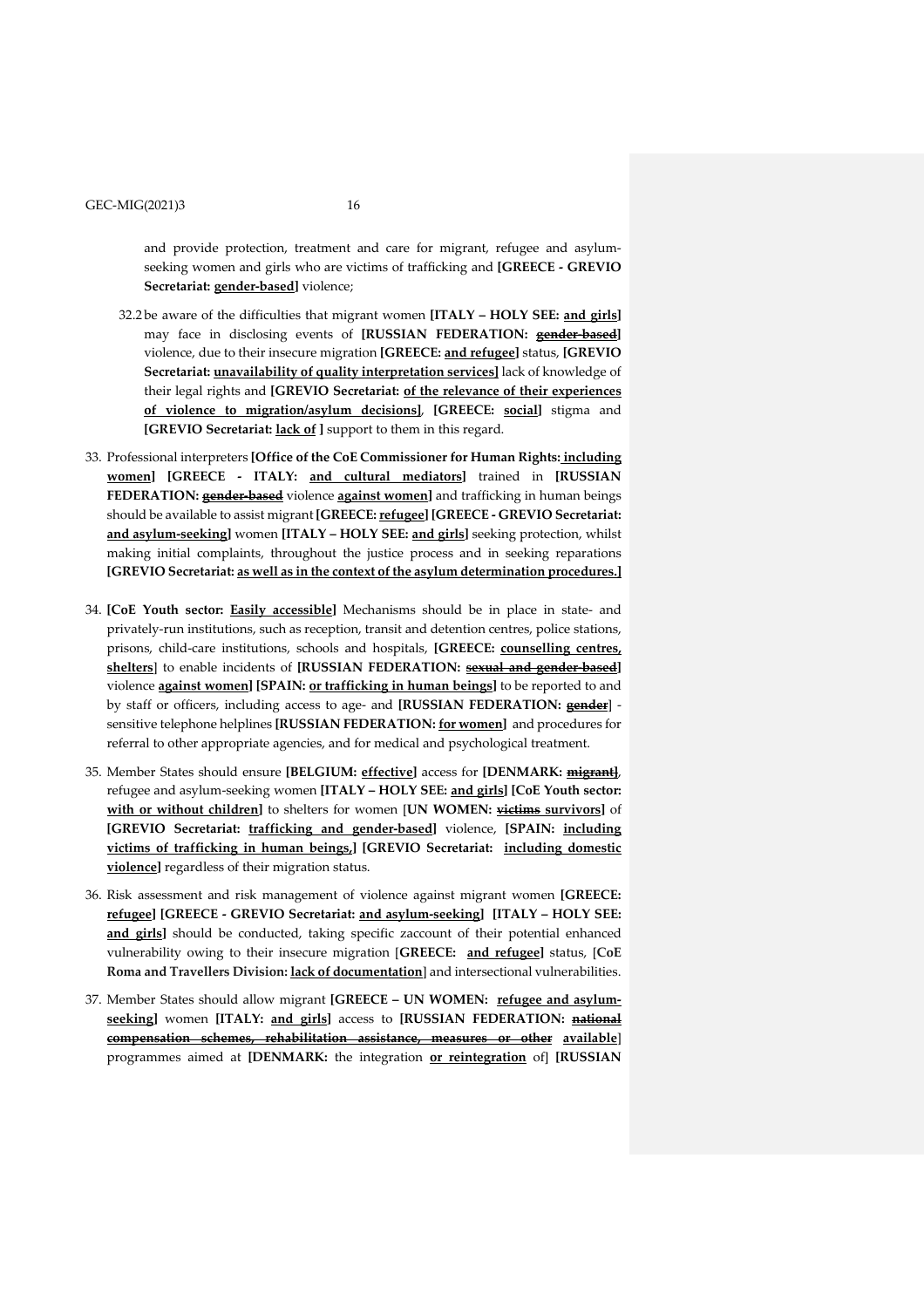and provide protection, treatment and care for migrant, refugee and asylum-seeking women and girls who are victims of trafficking and **[GREECE - GREVIO Secretariat: gender-based]** violence;

32.2 be aware of the difficulties that migrant women **[ITALY – HOLY SEE: and girls]** may face in disclosing events of **[RUSSIAN FEDERATION: ~~gender-based~~]** violence, due to their insecure migration **[GREECE: and refugee]** status, **[GREVIO Secretariat: unavailability of quality interpretation services]** lack of knowledge of their legal rights and **[GREVIO Secretariat: of the relevance of their experiences of violence to migration/asylum decisions]**, **[GREECE: social]** stigma and **[GREVIO Secretariat: lack of ]** support to them in this regard.

33. Professional interpreters **[Office of the CoE Commissioner for Human Rights: including women] [GREECE - ITALY: and cultural mediators]** trained in **[RUSSIAN FEDERATION: ~~gender-based~~** violence **against women]** and trafficking in human beings should be available to assist migrant **[GREECE: refugee] [GREECE - GREVIO Secretariat: and asylum-seeking]** women **[ITALY – HOLY SEE: and girls]** seeking protection, whilst making initial complaints, throughout the justice process and in seeking reparations **[GREVIO Secretariat: as well as in the context of the asylum determination procedures.]**

34. **[CoE Youth sector: Easily accessible]** Mechanisms should be in place in state- and privately-run institutions, such as reception, transit and detention centres, police stations, prisons, child-care institutions, schools and hospitals, **[GREECE: counselling centres, shelters]** to enable incidents of **[RUSSIAN FEDERATION: ~~sexual and gender-based~~]** violence **against women] [SPAIN: or trafficking in human beings]** to be reported to and by staff or officers, including access to age- and **[RUSSIAN FEDERATION: ~~gender~~]** - sensitive telephone helplines **[RUSSIAN FEDERATION: for women]** and procedures for referral to other appropriate agencies, and for medical and psychological treatment.

35. Member States should ensure **[BELGIUM: effective]** access for **[DENMARK: ~~migrant~~]**, refugee and asylum-seeking women **[ITALY – HOLY SEE: and girls] [CoE Youth sector: with or without children]** to shelters for women **[UN WOMEN: ~~victims~~ survivors]** of **[GREVIO Secretariat: trafficking and gender-based]** violence, **[SPAIN: including victims of trafficking in human beings,] [GREVIO Secretariat: including domestic violence]** regardless of their migration status.

36. Risk assessment and risk management of violence against migrant women **[GREECE: refugee] [GREECE - GREVIO Secretariat: and asylum-seeking] [ITALY – HOLY SEE: and girls]** should be conducted, taking specific zaccount of their potential enhanced vulnerability owing to their insecure migration **[GREECE: and refugee]** status, **[CoE Roma and Travellers Division: lack of documentation]** and intersectional vulnerabilities.

37. Member States should allow migrant **[GREECE – UN WOMEN: refugee and asylum-seeking]** women **[ITALY: and girls]** access to **[RUSSIAN FEDERATION: ~~national compensation schemes, rehabilitation assistance, measures or other~~ available]** programmes aimed at **[DENMARK:** the integration **or reintegration** of**]** **[RUSSIAN**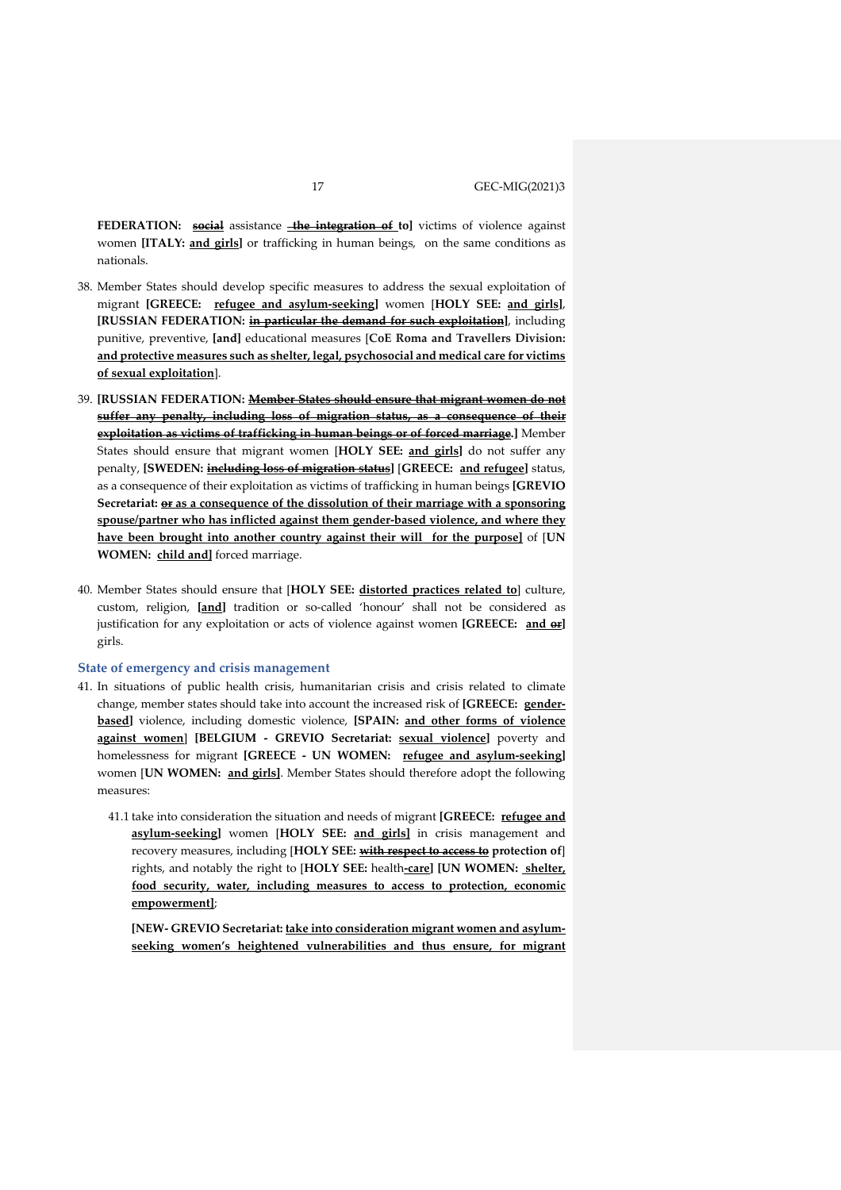**FEDERATION: ~~social~~ assistance ~~the integration of~~ to]** victims of violence against women **[ITALY: <u>and girls</u>]** or trafficking in human beings, on the same conditions as nationals.

38. Member States should develop specific measures to address the sexual exploitation of migrant **[GREECE: <u>refugee and asylum-seeking</u>]** women [**HOLY SEE: <u>and girls</u>**], **[RUSSIAN FEDERATION: ~~in particular the demand for such exploitation~~]**, including punitive, preventive, **[and]** educational measures [**CoE Roma and Travellers Division: <u>and protective measures such as shelter, legal, psychosocial and medical care for victims of sexual exploitation</u>**].

39. **[RUSSIAN FEDERATION: ~~Member States should ensure that migrant women do not suffer any penalty, including loss of migration status, as a consequence of their exploitation as victims of trafficking in human beings or of forced marriage~~.]** Member States should ensure that migrant women [**HOLY SEE: <u>and girls</u>]** do not suffer any penalty, **[SWEDEN: ~~including loss of migration status~~]** [**GREECE: <u>and refugee</u>]** status, as a consequence of their exploitation as victims of trafficking in human beings **[GREVIO Secretariat: ~~or~~ <u>as a consequence of the dissolution of their marriage with a sponsoring spouse/partner who has inflicted against them gender-based violence, and where they have been brought into another country against their will for the purpose</u>]** of [**UN WOMEN: <u>child and</u>]** forced marriage.

40. Member States should ensure that [**HOLY SEE: <u>distorted practices related to</u>**] culture, custom, religion, **[<u>and</u>]** tradition or so-called 'honour' shall not be considered as justification for any exploitation or acts of violence against women **[GREECE: <u>and</u> ~~or~~]** girls.

### State of emergency and crisis management

41. In situations of public health crisis, humanitarian crisis and crisis related to climate change, member states should take into account the increased risk of **[GREECE: <u>gender-based</u>]** violence, including domestic violence, **[SPAIN: <u>and other forms of violence against women</u>]** **[BELGIUM - GREVIO Secretariat: <u>sexual violence</u>]** poverty and homelessness for migrant **[GREECE - UN WOMEN: <u>refugee and asylum-seeking</u>]** women [**UN WOMEN: <u>and girls</u>]**. Member States should therefore adopt the following measures:

    41.1 take into consideration the situation and needs of migrant **[GREECE: <u>refugee and asylum-seeking</u>]** women [**HOLY SEE: <u>and girls</u>]** in crisis management and recovery measures, including [**HOLY SEE: ~~with respect to access to~~ protection of**] rights, and notably the right to [**HOLY SEE:** health<u>-care</u>**]** **[UN WOMEN: <u>shelter, food security, water, including measures to access to protection, economic empowerment</u>]**;

    **[NEW- GREVIO Secretariat: <u>take into consideration migrant women and asylum-seeking women's heightened vulnerabilities and thus ensure, for migrant</u>**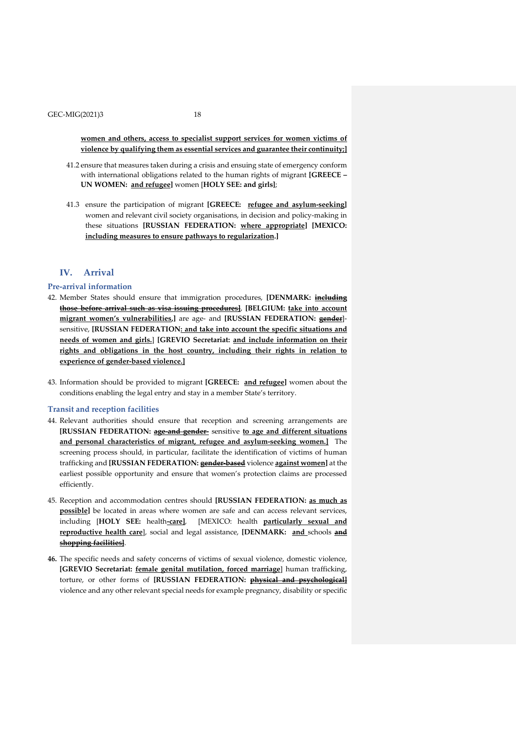**women and others, access to specialist support services for women victims of violence by qualifying them as essential services and guarantee their continuity;]**

41.2 ensure that measures taken during a crisis and ensuing state of emergency conform with international obligations related to the human rights of migrant **[GREECE – UN WOMEN: and refugee]** women [**HOLY SEE: and girls]**;

41.3 ensure the participation of migrant **[GREECE: refugee and asylum-seeking]** women and relevant civil society organisations, in decision and policy-making in these situations **[RUSSIAN FEDERATION: where appropriate] [MEXICO: including measures to ensure pathways to regularization.]**

## IV. Arrival

### Pre-arrival information

42. Member States should ensure that immigration procedures, **[DENMARK: ~~including those before arrival such as visa issuing procedures~~]**, **[BELGIUM: take into account migrant women's vulnerabilities,]** are age- and **[RUSSIAN FEDERATION: ~~gender~~]**-sensitive, **[RUSSIAN FEDERATION: and take into account the specific situations and needs of women and girls.]** **[GREVIO Secretariat: and include information on their rights and obligations in the host country, including their rights in relation to experience of gender-based violence.]**

43. Information should be provided to migrant **[GREECE: and refugee]** women about the conditions enabling the legal entry and stay in a member State's territory.

### Transit and reception facilities

44. Relevant authorities should ensure that reception and screening arrangements are **[RUSSIAN FEDERATION: ~~age and gender~~** sensitive **to age and different situations and personal characteristics of migrant, refugee and asylum-seeking women.]** The screening process should, in particular, facilitate the identification of victims of human trafficking and **[RUSSIAN FEDERATION: ~~gender-based~~** violence **against women]** at the earliest possible opportunity and ensure that women's protection claims are processed efficiently.

45. Reception and accommodation centres should **[RUSSIAN FEDERATION: as much as possible]** be located in areas where women are safe and can access relevant services, including [**HOLY SEE:** health**-care]**, [MEXICO: health **particularly sexual and reproductive health care**], social and legal assistance, **[DENMARK: and** schools **~~and shopping facilities~~]**.

**46.** The specific needs and safety concerns of victims of sexual violence, domestic violence, **[GREVIO Secretariat: female genital mutilation, forced marriage**] human trafficking, torture, or other forms of **[RUSSIAN FEDERATION: ~~physical and psychological~~]** violence and any other relevant special needs for example pregnancy, disability or specific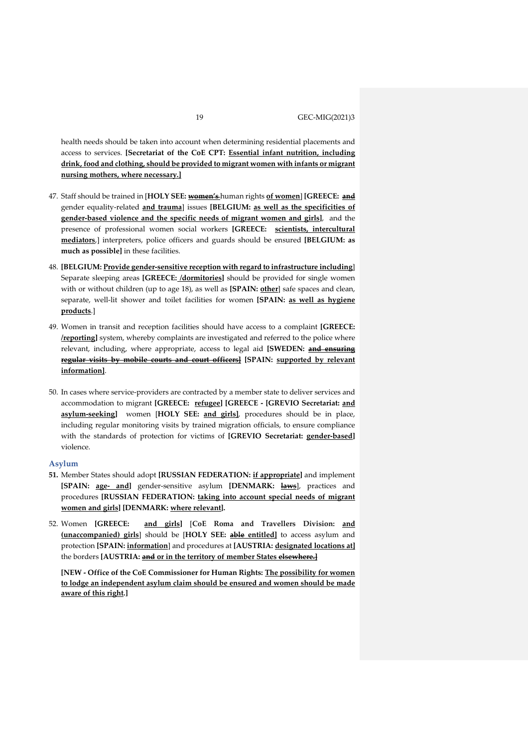health needs should be taken into account when determining residential placements and access to services. **[Secretariat of the CoE CPT: Essential infant nutrition, including drink, food and clothing, should be provided to migrant women with infants or migrant nursing mothers, where necessary.]**

47. Staff should be trained in [**HOLY SEE:** ~~women's~~ human rights **of women**] **[GREECE: and** gender equality-related **and trauma**] issues **[BELGIUM: as well as the specificities of gender-based violence and the specific needs of migrant women and girls]**, and the presence of professional women social workers **[GREECE: scientists, intercultural mediators**,] interpreters, police officers and guards should be ensured **[BELGIUM: as much as possible]** in these facilities.

48. **[BELGIUM: Provide gender-sensitive reception with regard to infrastructure including]** Separate sleeping areas **[GREECE: /dormitories]** should be provided for single women with or without children (up to age 18), as well as **[SPAIN: other]** safe spaces and clean, separate, well-lit shower and toilet facilities for women **[SPAIN: as well as hygiene products**.]

49. Women in transit and reception facilities should have access to a complaint **[GREECE: /reporting]** system, whereby complaints are investigated and referred to the police where relevant, including, where appropriate, access to legal aid **[SWEDEN: ~~and ensuring regular visits by mobile courts and court officers~~]** **[SPAIN: supported by relevant information]**.

50. In cases where service-providers are contracted by a member state to deliver services and accommodation to migrant **[GREECE: refugee]** **[GREECE - [GREVIO Secretariat: and asylum-seeking]** women [**HOLY SEE: and girls]**, procedures should be in place, including regular monitoring visits by trained migration officials, to ensure compliance with the standards of protection for victims of **[GREVIO Secretariat: gender-based]** violence.

## Asylum

**51.** Member States should adopt **[RUSSIAN FEDERATION: if appropriate]** and implement **[SPAIN: age- and]** gender-sensitive asylum **[DENMARK: ~~laws~~]**, practices and procedures **[RUSSIAN FEDERATION: taking into account special needs of migrant women and girls] [DENMARK: where relevant].**

52. Women **[GREECE: and girls]** [**CoE Roma and Travellers Division: and (unaccompanied) girls**] should be [**HOLY SEE: ~~able~~ entitled]** to access asylum and protection **[SPAIN: information]** and procedures at **[AUSTRIA: designated locations at]** the borders **[AUSTRIA: ~~and~~ or in the territory of member States ~~elsewhere.~~]**

**[NEW - Office of the CoE Commissioner for Human Rights: The possibility for women to lodge an independent asylum claim should be ensured and women should be made aware of this right.]**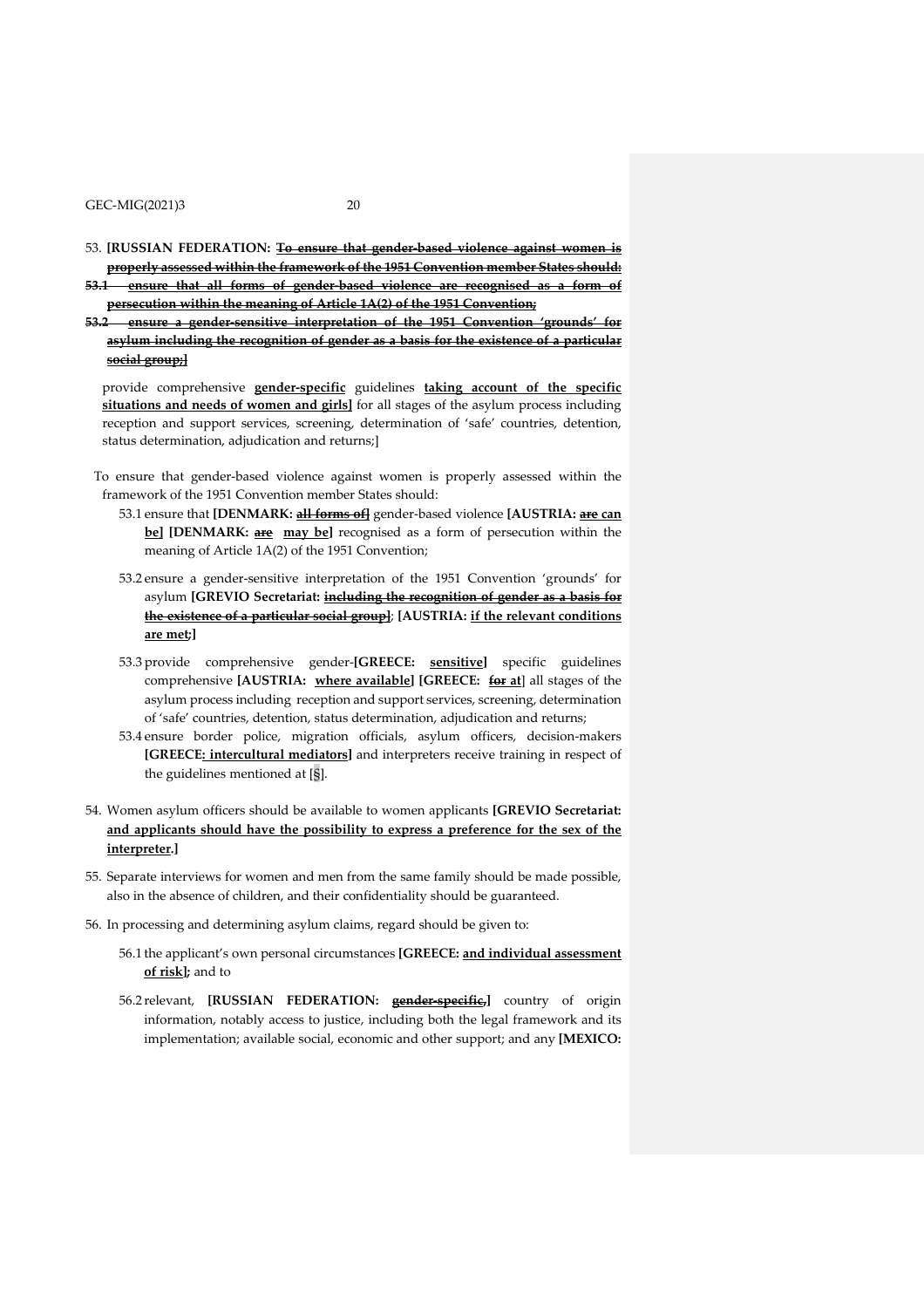53. **[RUSSIAN FEDERATION: ~~To ensure that gender-based violence against women is properly assessed within the framework of the 1951 Convention member States should:~~**

**~~53.1 ensure that all forms of gender-based violence are recognised as a form of persecution within the meaning of Article 1A(2) of the 1951 Convention;~~**

**~~53.2 ensure a gender-sensitive interpretation of the 1951 Convention 'grounds' for asylum including the recognition of gender as a basis for the existence of a particular social group;~~]**

provide comprehensive **<u>gender-specific</u>** guidelines **<u>taking account of the specific situations and needs of women and girls</u>]** for all stages of the asylum process including reception and support services, screening, determination of 'safe' countries, detention, status determination, adjudication and returns;]

To ensure that gender-based violence against women is properly assessed within the framework of the 1951 Convention member States should:

53.1 ensure that **[DENMARK: ~~all forms of~~]** gender-based violence **[AUSTRIA: ~~are~~ <u>can be</u>] [DENMARK: ~~are~~ <u>may be</u>]** recognised as a form of persecution within the meaning of Article 1A(2) of the 1951 Convention;

53.2 ensure a gender-sensitive interpretation of the 1951 Convention 'grounds' for asylum **[GREVIO Secretariat: ~~including the recognition of gender as a basis for the existence of a particular social group~~]**; **[AUSTRIA: <u>if the relevant conditions are met</u>;]**

53.3 provide comprehensive gender-**[GREECE: <u>sensitive</u>]** specific guidelines comprehensive **[AUSTRIA: <u>where available</u>] [GREECE: ~~for~~ <u>at</u>]** all stages of the asylum process including reception and support services, screening, determination of 'safe' countries, detention, status determination, adjudication and returns;

53.4 ensure border police, migration officials, asylum officers, decision-makers **[GREECE<u>: intercultural mediators</u>]** and interpreters receive training in respect of the guidelines mentioned at [§].

54. Women asylum officers should be available to women applicants **[GREVIO Secretariat: <u>and applicants should have the possibility to express a preference for the sex of the interpreter</u>.]**

55. Separate interviews for women and men from the same family should be made possible, also in the absence of children, and their confidentiality should be guaranteed.

56. In processing and determining asylum claims, regard should be given to:

56.1 the applicant's own personal circumstances **[GREECE: <u>and individual assessment of risk</u>];** and to

56.2 relevant, **[RUSSIAN FEDERATION: ~~gender-specific,~~]** country of origin information, notably access to justice, including both the legal framework and its implementation; available social, economic and other support; and any **[MEXICO:**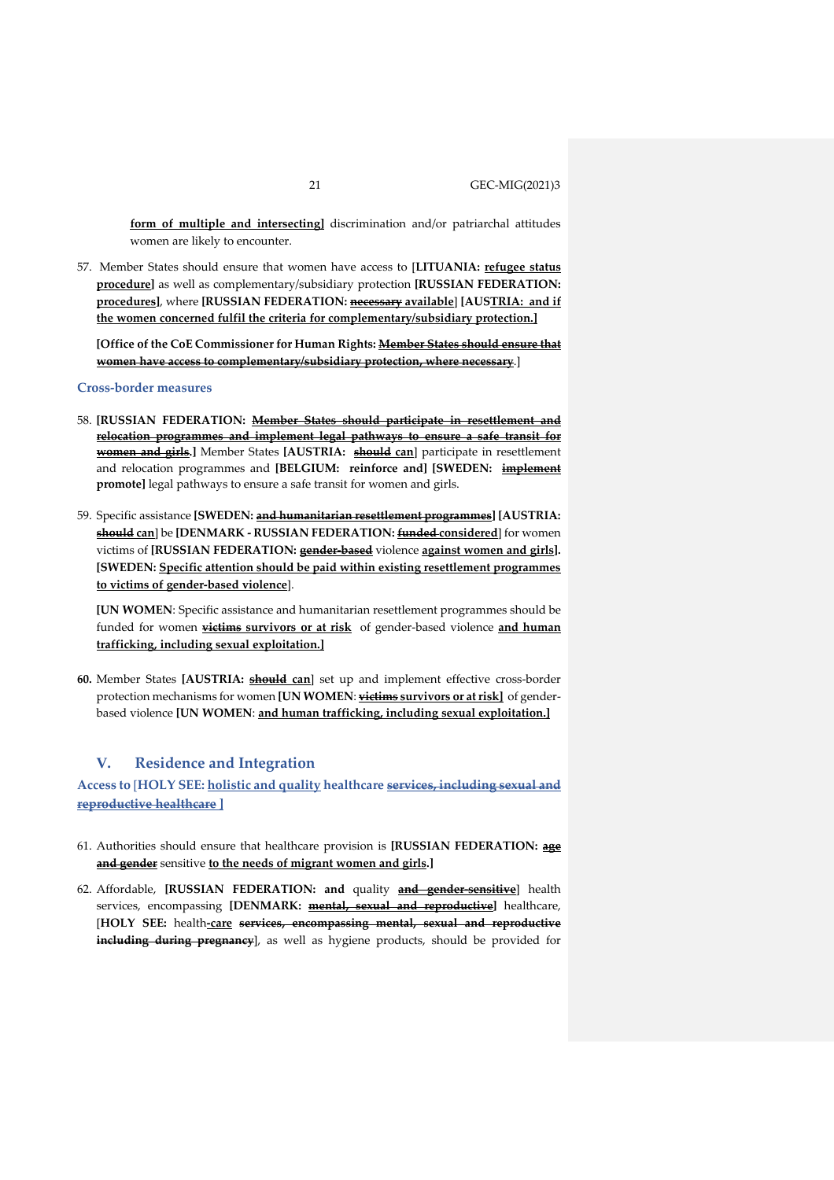**form of multiple and intersecting]** discrimination and/or patriarchal attitudes women are likely to encounter.

57. Member States should ensure that women have access to [**LITUANIA:** **refugee status procedure]** as well as complementary/subsidiary protection **[RUSSIAN FEDERATION: procedures]**, where **[RUSSIAN FEDERATION: ~~necessary~~ available]** **[AUSTRIA: and if the women concerned fulfil the criteria for complementary/subsidiary protection.]**

    **[Office of the CoE Commissioner for Human Rights: ~~Member States should ensure that women have access to complementary/subsidiary protection, where necessary~~**.]

### Cross-border measures

58. **[RUSSIAN FEDERATION: ~~Member States should participate in resettlement and relocation programmes and implement legal pathways to ensure a safe transit for women and girls~~.]** Member States **[AUSTRIA: ~~should~~ can]** participate in resettlement and relocation programmes and **[BELGIUM: reinforce and] [SWEDEN: ~~implement~~ promote]** legal pathways to ensure a safe transit for women and girls.

59. Specific assistance **[SWEDEN: ~~and humanitarian resettlement programmes~~] [AUSTRIA: ~~should~~ can]** be **[DENMARK - RUSSIAN FEDERATION: ~~funded~~ considered]** for women victims of **[RUSSIAN FEDERATION: ~~gender-based~~** violence **against women and girls].** **[SWEDEN: Specific attention should be paid within existing resettlement programmes to victims of gender-based violence]**.

    **[UN WOMEN**: Specific assistance and humanitarian resettlement programmes should be funded for women **~~victims~~ survivors or at risk** of gender-based violence **and human trafficking, including sexual exploitation.]**

60. Member States **[AUSTRIA: ~~should~~ can]** set up and implement effective cross-border protection mechanisms for women **[UN WOMEN**: **~~victims~~ survivors or at risk]** of gender-based violence **[UN WOMEN**: **and human trafficking, including sexual exploitation.]**

## V. Residence and Integration

### Access to [HOLY SEE: holistic and quality healthcare ~~services, including sexual and reproductive healthcare~~ ]

61. Authorities should ensure that healthcare provision is **[RUSSIAN FEDERATION: ~~age and gender~~** sensitive **to the needs of migrant women and girls.]**

62. Affordable, **[RUSSIAN FEDERATION: and** quality **~~and gender-sensitive~~]** health services, encompassing **[DENMARK: ~~mental, sexual and reproductive~~]** healthcare, [**HOLY SEE:** health**-care ~~services, encompassing mental, sexual and reproductive including during pregnancy~~**], as well as hygiene products, should be provided for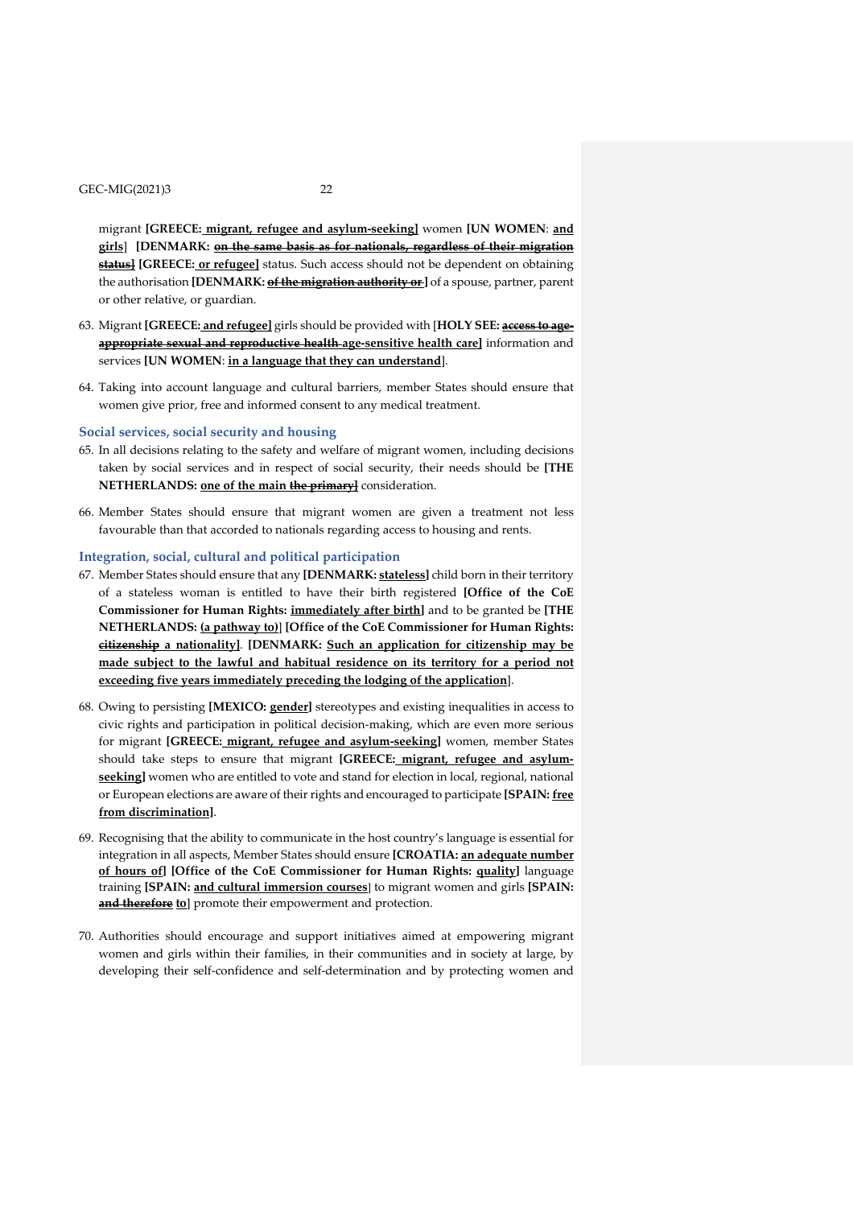migrant **[GREECE: <u>migrant, refugee and asylum-seeking</u>]** women **[UN WOMEN**: **<u>and girls</u>**] **[DENMARK: ~~on the same basis as for nationals, regardless of their migration status~~]** **[GREECE: <u>or refugee</u>]** status. Such access should not be dependent on obtaining the authorisation **[DENMARK: ~~of the migration authority or~~ ]** of a spouse, partner, parent or other relative, or guardian.

63. Migrant **[GREECE: <u>and refugee</u>]** girls should be provided with [**HOLY SEE: ~~access to age-appropriate sexual and reproductive health~~ <u>age-sensitive health care</u>]** information and services **[UN WOMEN**: **<u>in a language that they can understand</u>**].

64. Taking into account language and cultural barriers, member States should ensure that women give prior, free and informed consent to any medical treatment.

### Social services, social security and housing

65. In all decisions relating to the safety and welfare of migrant women, including decisions taken by social services and in respect of social security, their needs should be **[THE NETHERLANDS: <u>one of the main</u> ~~the primary~~]** consideration.

66. Member States should ensure that migrant women are given a treatment not less favourable than that accorded to nationals regarding access to housing and rents.

### Integration, social, cultural and political participation

67. Member States should ensure that any **[DENMARK: <u>stateless</u>]** child born in their territory of a stateless woman is entitled to have their birth registered **[Office of the CoE Commissioner for Human Rights: <u>immediately after birth</u>]** and to be granted be **[THE NETHERLANDS: <u>(a pathway to)</u>]** **[Office of the CoE Commissioner for Human Rights: ~~citizenship~~ <u>a nationality</u>]**. **[DENMARK: <u>Such an application for citizenship may be made subject to the lawful and habitual residence on its territory for a period not exceeding five years immediately preceding the lodging of the application</u>**].

68. Owing to persisting **[MEXICO: <u>gender</u>]** stereotypes and existing inequalities in access to civic rights and participation in political decision-making, which are even more serious for migrant **[GREECE: <u>migrant, refugee and asylum-seeking</u>]** women, member States should take steps to ensure that migrant **[GREECE: <u>migrant, refugee and asylum-seeking</u>]** women who are entitled to vote and stand for election in local, regional, national or European elections are aware of their rights and encouraged to participate **[SPAIN: <u>free from discrimination</u>]**.

69. Recognising that the ability to communicate in the host country's language is essential for integration in all aspects, Member States should ensure **[CROATIA: <u>an adequate number of hours of</u>]** **[Office of the CoE Commissioner for Human Rights: <u>quality</u>]** language training **[SPAIN: <u>and cultural immersion courses</u>]** to migrant women and girls **[SPAIN: ~~and therefore~~ <u>to</u>]** promote their empowerment and protection.

70. Authorities should encourage and support initiatives aimed at empowering migrant women and girls within their families, in their communities and in society at large, by developing their self-confidence and self-determination and by protecting women and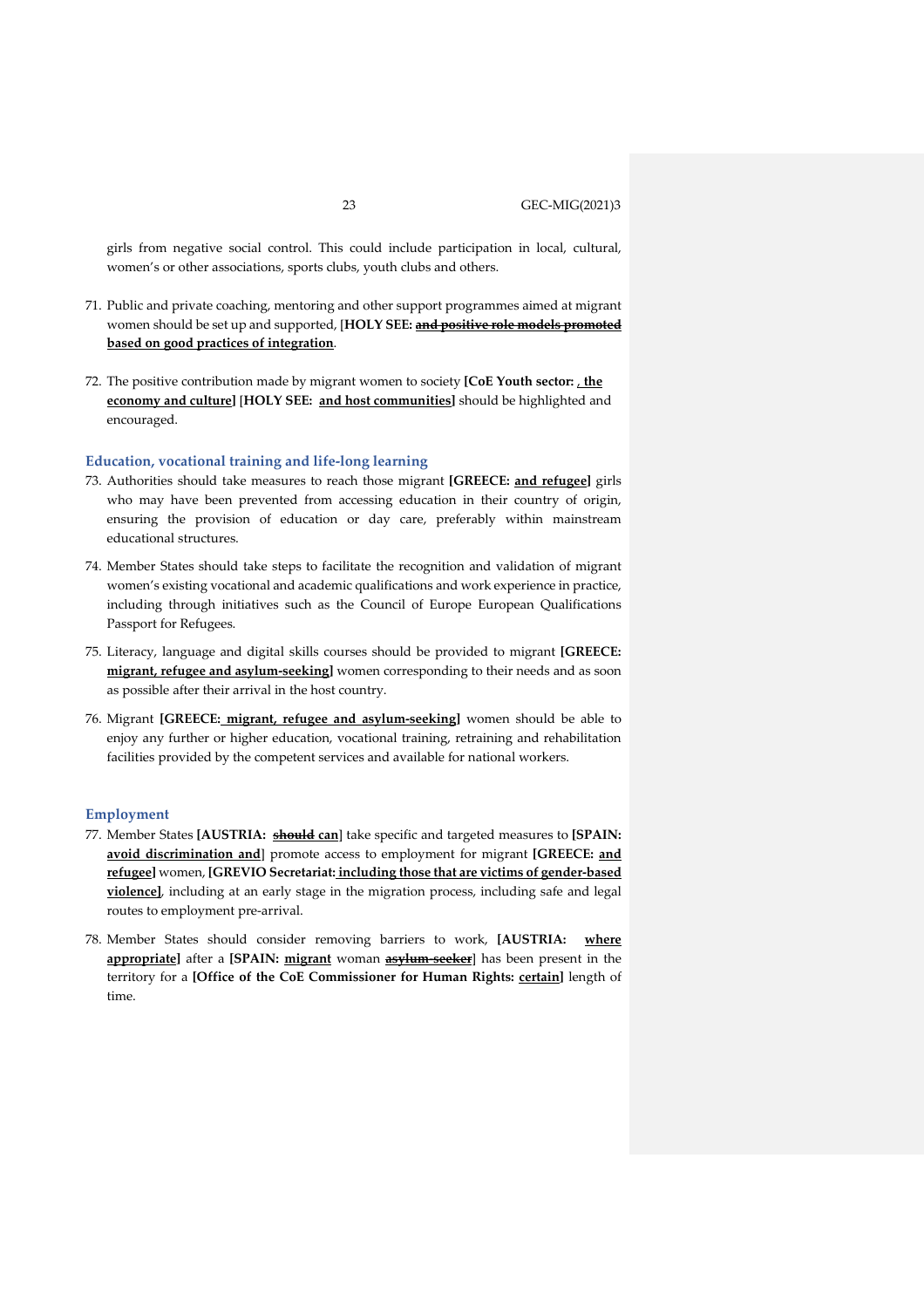girls from negative social control. This could include participation in local, cultural, women's or other associations, sports clubs, youth clubs and others.

71. Public and private coaching, mentoring and other support programmes aimed at migrant women should be set up and supported, [**HOLY SEE: ~~and positive role models promoted~~ <u>based on good practices of integration</u>**.

72. The positive contribution made by migrant women to society **[CoE Youth sector: <u>, the economy and culture</u>]** [**HOLY SEE: <u>and host communities</u>]** should be highlighted and encouraged.

### Education, vocational training and life-long learning

73. Authorities should take measures to reach those migrant **[GREECE: <u>and refugee</u>]** girls who may have been prevented from accessing education in their country of origin, ensuring the provision of education or day care, preferably within mainstream educational structures.

74. Member States should take steps to facilitate the recognition and validation of migrant women's existing vocational and academic qualifications and work experience in practice, including through initiatives such as the Council of Europe European Qualifications Passport for Refugees.

75. Literacy, language and digital skills courses should be provided to migrant **[GREECE: <u>migrant, refugee and asylum-seeking</u>]** women corresponding to their needs and as soon as possible after their arrival in the host country.

76. Migrant **[GREECE: <u>migrant, refugee and asylum-seeking</u>]** women should be able to enjoy any further or higher education, vocational training, retraining and rehabilitation facilities provided by the competent services and available for national workers.

### Employment

77. Member States **[AUSTRIA: ~~should~~ <u>can</u>]** take specific and targeted measures to **[SPAIN: <u>avoid discrimination and</u>]** promote access to employment for migrant **[GREECE: <u>and refugee</u>]** women, **[GREVIO Secretariat: <u>including those that are victims of gender-based violence</u>]**, including at an early stage in the migration process, including safe and legal routes to employment pre-arrival.

78. Member States should consider removing barriers to work, **[AUSTRIA: <u>where appropriate</u>]** after a **[SPAIN: <u>migrant</u>** woman **~~asylum-seeker~~]** has been present in the territory for a **[Office of the CoE Commissioner for Human Rights: <u>certain</u>]** length of time.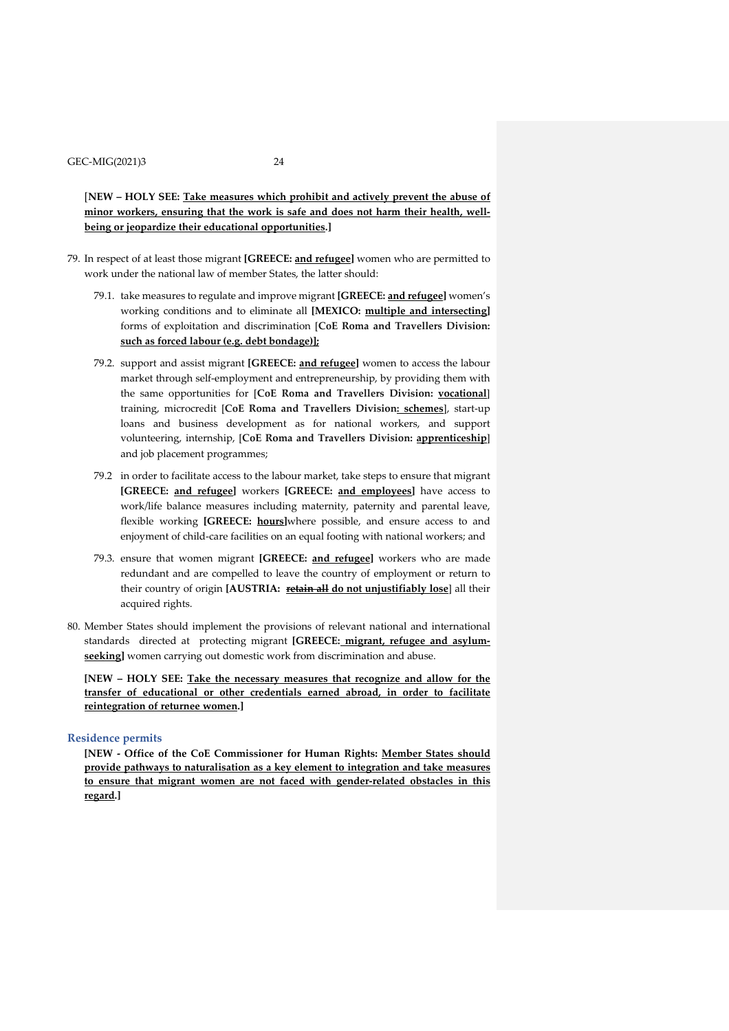**[NEW – HOLY SEE: Take measures which prohibit and actively prevent the abuse of minor workers, ensuring that the work is safe and does not harm their health, well-being or jeopardize their educational opportunities.]**

79. In respect of at least those migrant **[GREECE: and refugee]** women who are permitted to work under the national law of member States, the latter should:

    79.1. take measures to regulate and improve migrant **[GREECE: and refugee]** women's working conditions and to eliminate all **[MEXICO: multiple and intersecting]** forms of exploitation and discrimination [**CoE Roma and Travellers Division: such as forced labour (e.g. debt bondage)];**

    79.2. support and assist migrant **[GREECE: and refugee]** women to access the labour market through self-employment and entrepreneurship, by providing them with the same opportunities for [**CoE Roma and Travellers Division: vocational**] training, microcredit [**CoE Roma and Travellers Division: schemes**], start-up loans and business development as for national workers, and support volunteering, internship, [**CoE Roma and Travellers Division: apprenticeship**] and job placement programmes;

    79.2 in order to facilitate access to the labour market, take steps to ensure that migrant **[GREECE: and refugee]** workers **[GREECE: and employees]** have access to work/life balance measures including maternity, paternity and parental leave, flexible working **[GREECE: hours]**where possible, and ensure access to and enjoyment of child-care facilities on an equal footing with national workers; and

    79.3. ensure that women migrant **[GREECE: and refugee]** workers who are made redundant and are compelled to leave the country of employment or return to their country of origin **[AUSTRIA: ~~retain all~~ do not unjustifiably lose]** all their acquired rights.

80. Member States should implement the provisions of relevant national and international standards directed at protecting migrant **[GREECE: migrant, refugee and asylum-seeking]** women carrying out domestic work from discrimination and abuse.

**[NEW – HOLY SEE: Take the necessary measures that recognize and allow for the transfer of educational or other credentials earned abroad, in order to facilitate reintegration of returnee women.]**

## Residence permits

**[NEW - Office of the CoE Commissioner for Human Rights: Member States should provide pathways to naturalisation as a key element to integration and take measures to ensure that migrant women are not faced with gender-related obstacles in this regard.]**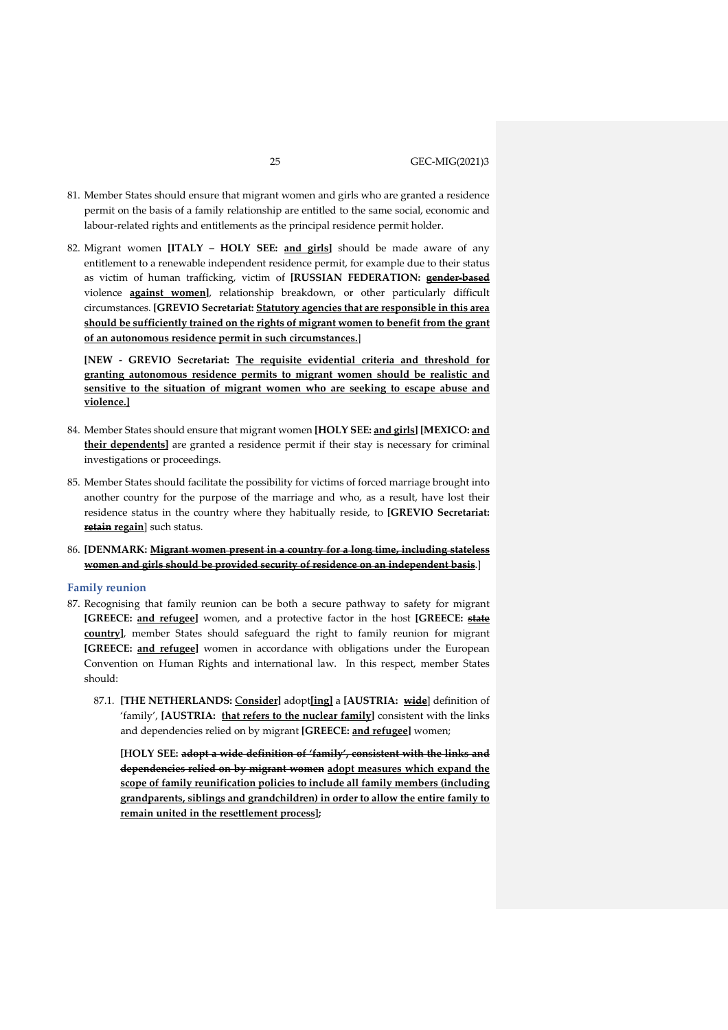81. Member States should ensure that migrant women and girls who are granted a residence permit on the basis of a family relationship are entitled to the same social, economic and labour-related rights and entitlements as the principal residence permit holder.

82. Migrant women **[ITALY – HOLY SEE: and girls]** should be made aware of any entitlement to a renewable independent residence permit, for example due to their status as victim of human trafficking, victim of **[RUSSIAN FEDERATION: ~~gender-based~~** violence **against women]**, relationship breakdown, or other particularly difficult circumstances. **[GREVIO Secretariat: Statutory agencies that are responsible in this area should be sufficiently trained on the rights of migrant women to benefit from the grant of an autonomous residence permit in such circumstances.]**

    **[NEW - GREVIO Secretariat: The requisite evidential criteria and threshold for granting autonomous residence permits to migrant women should be realistic and sensitive to the situation of migrant women who are seeking to escape abuse and violence.]**

84. Member States should ensure that migrant women **[HOLY SEE: and girls] [MEXICO: and their dependents]** are granted a residence permit if their stay is necessary for criminal investigations or proceedings.

85. Member States should facilitate the possibility for victims of forced marriage brought into another country for the purpose of the marriage and who, as a result, have lost their residence status in the country where they habitually reside, to **[GREVIO Secretariat: ~~retain~~ regain]** such status.

86. **[DENMARK: ~~Migrant women present in a country for a long time, including stateless women and girls should be provided security of residence on an independent basis~~.]**

### Family reunion

87. Recognising that family reunion can be both a secure pathway to safety for migrant **[GREECE: and refugee]** women, and a protective factor in the host **[GREECE: ~~state~~ country]**, member States should safeguard the right to family reunion for migrant **[GREECE: and refugee]** women in accordance with obligations under the European Convention on Human Rights and international law. In this respect, member States should:

    87.1. **[THE NETHERLANDS: Consider]** adopt**[ing]** a **[AUSTRIA: ~~wide~~]** definition of 'family', **[AUSTRIA: that refers to the nuclear family]** consistent with the links and dependencies relied on by migrant **[GREECE: and refugee]** women;

    **[HOLY SEE: ~~adopt a wide definition of 'family', consistent with the links and dependencies relied on by migrant women~~ adopt measures which expand the scope of family reunification policies to include all family members (including grandparents, siblings and grandchildren) in order to allow the entire family to remain united in the resettlement process];**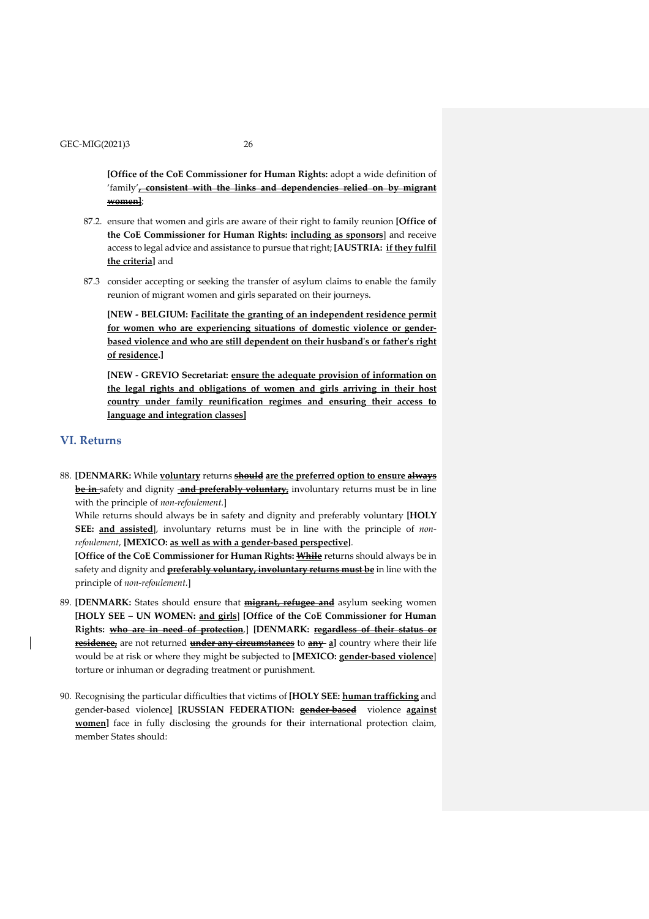**[Office of the CoE Commissioner for Human Rights:** adopt a wide definition of 'family'~~**, consistent with the links and dependencies relied on by migrant women]**~~;

87.2. ensure that women and girls are aware of their right to family reunion **[Office of the CoE Commissioner for Human Rights: <u>including as sponsors</u>]** and receive access to legal advice and assistance to pursue that right; **[AUSTRIA: <u>if they fulfil the criteria</u>]** and

87.3 consider accepting or seeking the transfer of asylum claims to enable the family reunion of migrant women and girls separated on their journeys.

**[NEW - BELGIUM: <u>Facilitate the granting of an independent residence permit for women who are experiencing situations of domestic violence or gender-based violence and who are still dependent on their husband's or father's right of residence</u>.]**

**[NEW - GREVIO Secretariat: <u>ensure the adequate provision of information on the legal rights and obligations of women and girls arriving in their host country under family reunification regimes and ensuring their access to language and integration classes</u>]**

## VI. Returns

88. **[DENMARK:** While **<u>voluntary</u>** returns ~~**should**~~ **<u>are the preferred option to ensure</u>** ~~**always be in**~~ safety and dignity ~~**and preferably voluntary,**~~ involuntary returns must be in line with the principle of *non-refoulement*.]

While returns should always be in safety and dignity and preferably voluntary **[HOLY SEE: <u>and assisted</u>]**, involuntary returns must be in line with the principle of *non-refoulement*, **[MEXICO: <u>as well as with a gender-based perspective</u>]**.

**[Office of the CoE Commissioner for Human Rights:** ~~**While**~~ returns should always be in safety and dignity and ~~**preferably voluntary, involuntary returns must be**~~ in line with the principle of *non-refoulement*.]

89. **[DENMARK:** States should ensure that ~~**migrant, refugee and**~~ asylum seeking women **[HOLY SEE – UN WOMEN: <u>and girls</u>] [Office of the CoE Commissioner for Human Rights:** ~~**who are in need of protection**~~,] **[DENMARK:** ~~**regardless of their status or residence,**~~ are not returned ~~**under any circumstances**~~ to ~~**any**~~ **a]** country where their life would be at risk or where they might be subjected to **[MEXICO: <u>gender-based violence</u>]** torture or inhuman or degrading treatment or punishment.

90. Recognising the particular difficulties that victims of **[HOLY SEE: <u>human trafficking</u>** and gender-based violence**] [RUSSIAN FEDERATION:** ~~**gender-based**~~ violence **<u>against women</u>]** face in fully disclosing the grounds for their international protection claim, member States should: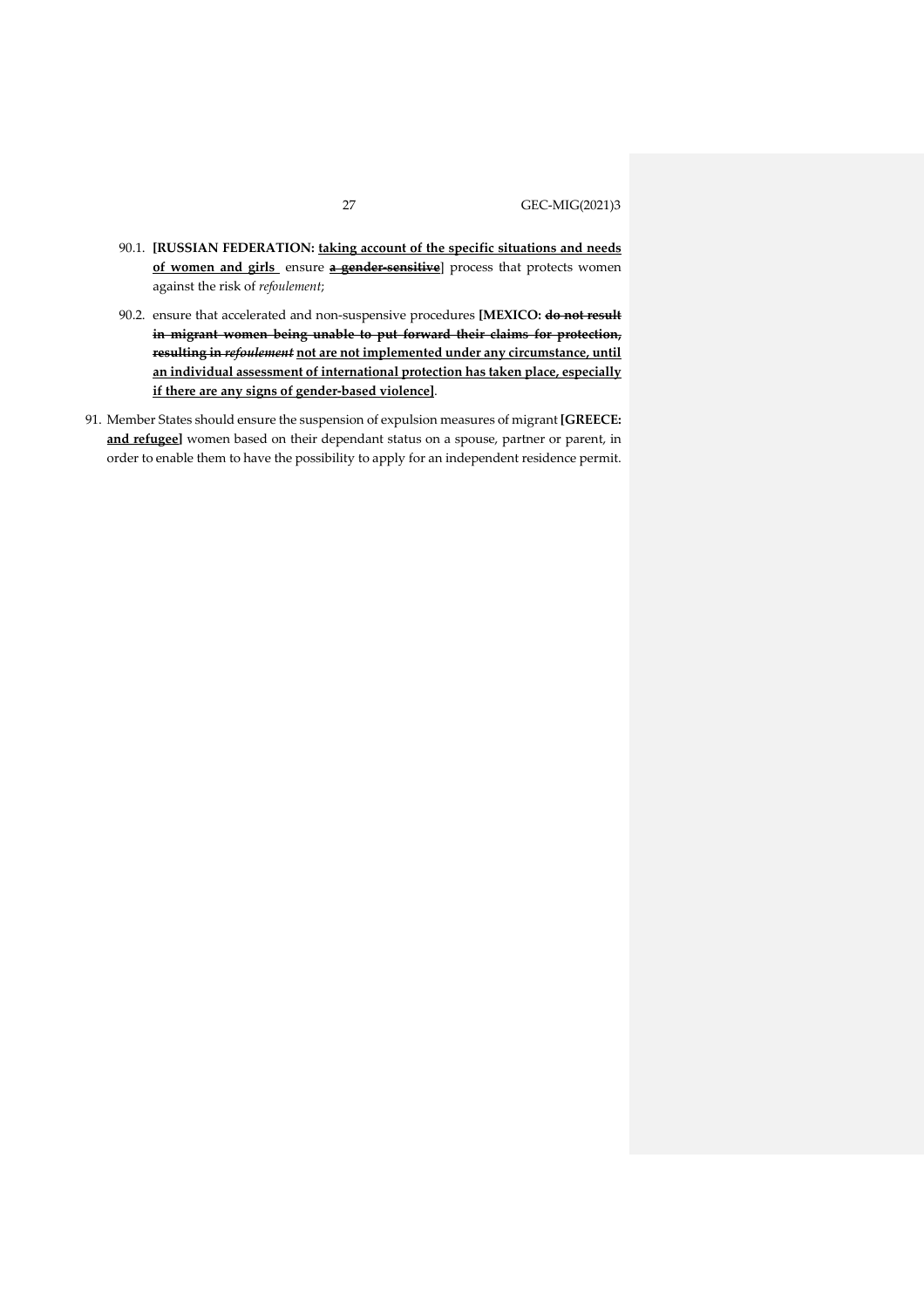90.1. **[RUSSIAN FEDERATION: <u>taking account of the specific situations and needs of women and girls</u>** ensure ~~**<u>a gender-sensitive</u>**~~] process that protects women against the risk of *refoulement*;

90.2. ensure that accelerated and non-suspensive procedures **[MEXICO: ~~do not result in migrant women being unable to put forward their claims for protection, resulting in *refoulement*~~ <u>not are not implemented under any circumstance, until an individual assessment of international protection has taken place, especially if there are any signs of gender-based violence</u>]**.

91. Member States should ensure the suspension of expulsion measures of migrant **[GREECE: <u>and refugee</u>]** women based on their dependant status on a spouse, partner or parent, in order to enable them to have the possibility to apply for an independent residence permit.